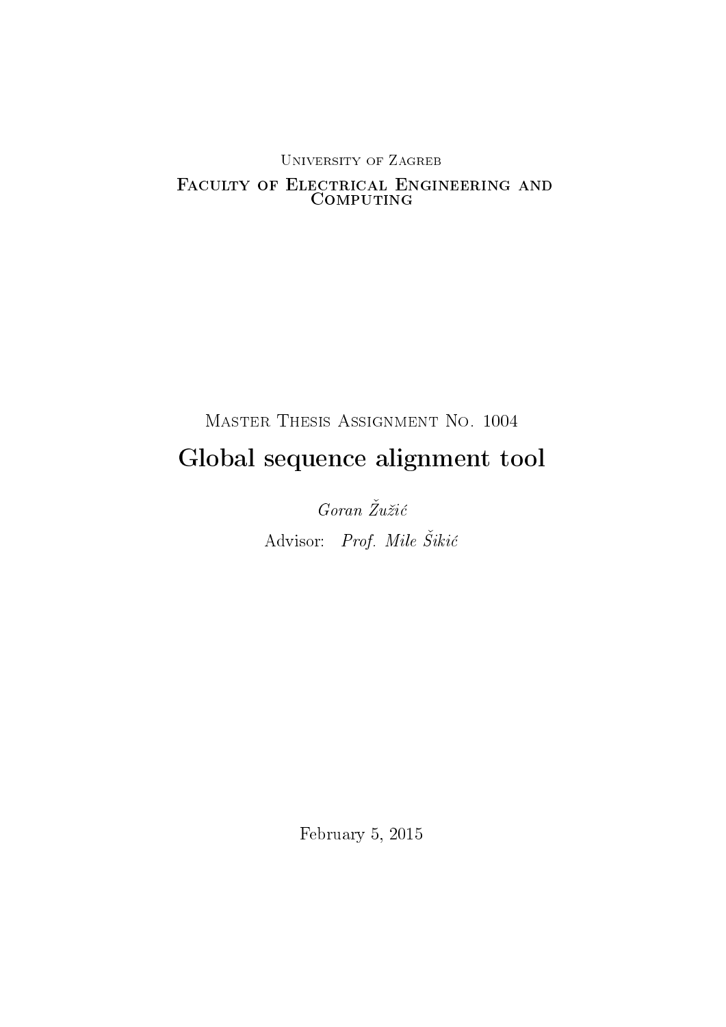University of Zagreb

Faculty of Electrical Engineering and Computing

Master Thesis Assignment No. 1004

# Global sequence alignment tool

*Goran Žužić*

Advisor: *Prof. Mile Šikić*

February 5, 2015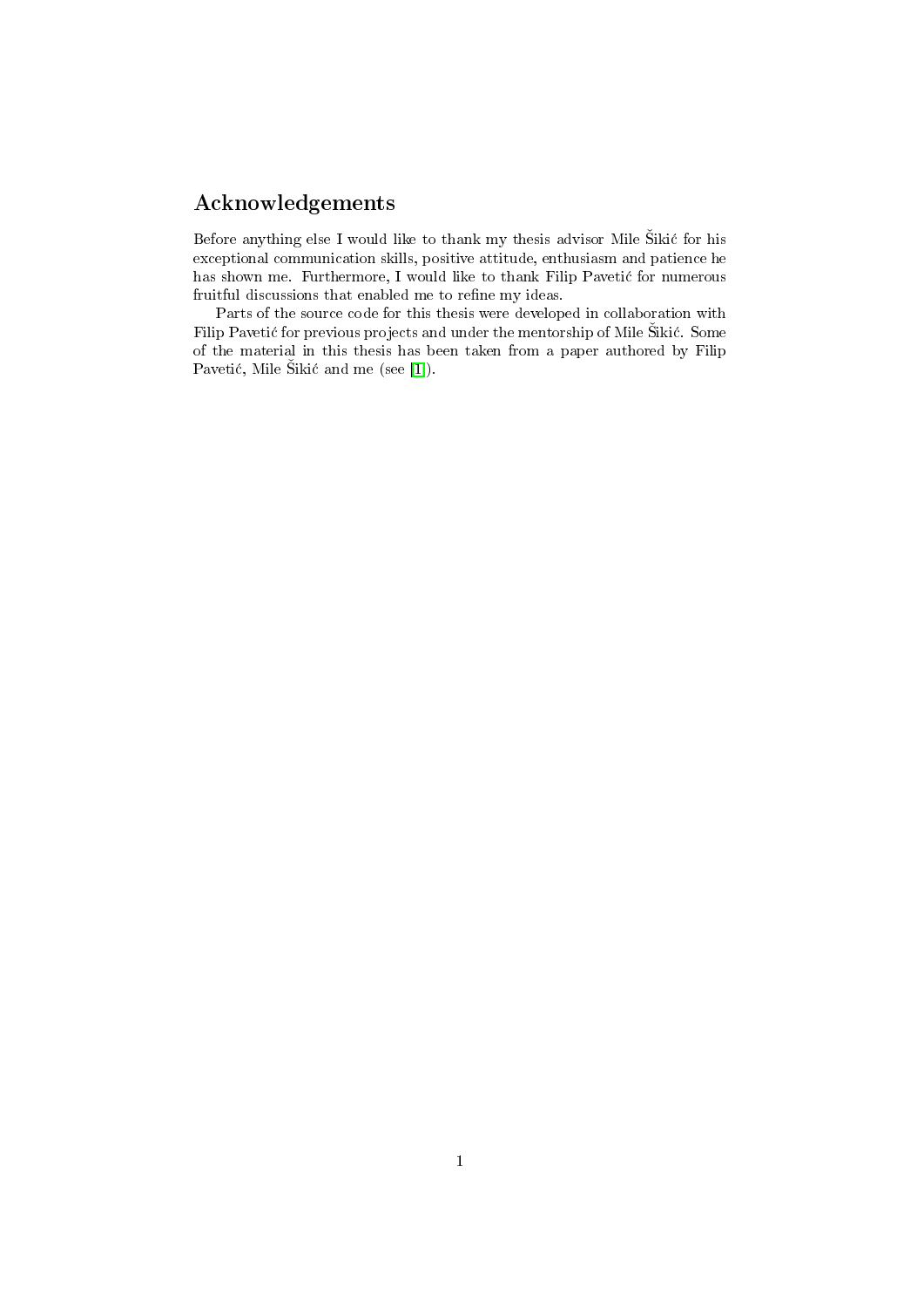## Acknowledgements

Before anything else I would like to thank my thesis advisor Mile Šikić for his exceptional communication skills, positive attitude, enthusiasm and patience he has shown me. Furthermore, I would like to thank Filip Pavetić for numerous fruitful discussions that enabled me to refine my ideas.

Parts of the source code for this thesis were developed in collaboration with Filip Pavetić for previous projects and under the mentorship of Mile Šikić. Some of the material in this thesis has been taken from a paper authored by Filip Pavetić, Mile Šikić and me (see [1]).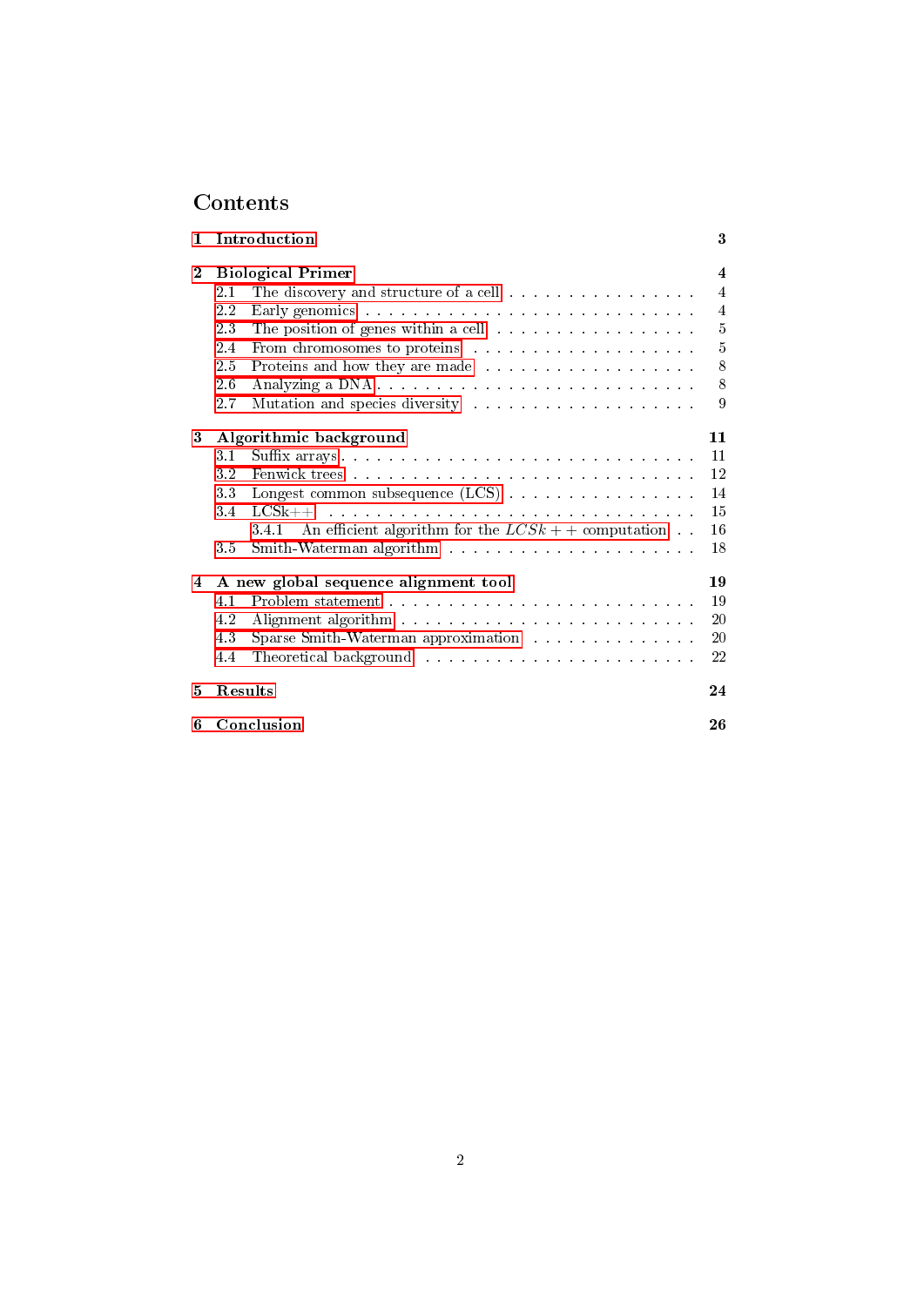# Contents

**1 Introduction** **3**

**2 Biological Primer** **4**

- 2.1 The discovery and structure of a cell . . . . . 4
- 2.2 Early genomics . . . . . 4
- 2.3 The position of genes within a cell . . . . . 5
- 2.4 From chromosomes to proteins . . . . . 5
- 2.5 Proteins and how they are made . . . . . 8
- 2.6 Analyzing a DNA . . . . . 8
- 2.7 Mutation and species diversity . . . . . 9

**3 Algorithmic background** **11**

- 3.1 Suffix arrays . . . . . 11
- 3.2 Fenwick trees . . . . . 12
- 3.3 Longest common subsequence (LCS) . . . . . 14
- 3.4 LCSk++ . . . . . 15
  - 3.4.1 An efficient algorithm for the $LCSk++$ computation . . 16
- 3.5 Smith-Waterman algorithm . . . . . 18

**4 A new global sequence alignment tool** **19**

- 4.1 Problem statement . . . . . 19
- 4.2 Alignment algorithm . . . . . 20
- 4.3 Sparse Smith-Waterman approximation . . . . . 20
- 4.4 Theoretical background . . . . . 22

**5 Results** **24**

**6 Conclusion** **26**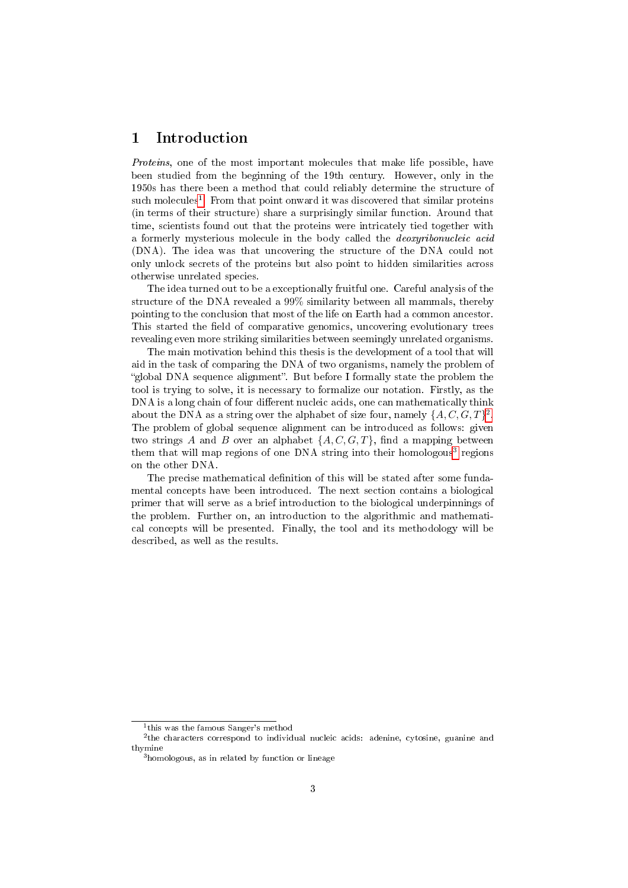# 1 Introduction

*Proteins*, one of the most important molecules that make life possible, have been studied from the beginning of the 19th century. However, only in the 1950s has there been a method that could reliably determine the structure of such molecules[1]. From that point onward it was discovered that similar proteins (in terms of their structure) share a surprisingly similar function. Around that time, scientists found out that the proteins were intricately tied together with a formerly mysterious molecule in the body called the *deoxyribonucleic acid* (DNA). The idea was that uncovering the structure of the DNA could not only unlock secrets of the proteins but also point to hidden similarities across otherwise unrelated species.

The idea turned out to be a exceptionally fruitful one. Careful analysis of the structure of the DNA revealed a 99% similarity between all mammals, thereby pointing to the conclusion that most of the life on Earth had a common ancestor. This started the field of comparative genomics, uncovering evolutionary trees revealing even more striking similarities between seemingly unrelated organisms.

The main motivation behind this thesis is the development of a tool that will aid in the task of comparing the DNA of two organisms, namely the problem of "global DNA sequence alignment". But before I formally state the problem the tool is trying to solve, it is necessary to formalize our notation. Firstly, as the DNA is a long chain of four different nucleic acids, one can mathematically think about the DNA as a string over the alphabet of size four, namely $\{A, C, G, T\}$[2]. The problem of global sequence alignment can be introduced as follows: given two strings $A$ and $B$ over an alphabet $\{A, C, G, T\}$, find a mapping between them that will map regions of one DNA string into their homologous[3] regions on the other DNA.

The precise mathematical definition of this will be stated after some fundamental concepts have been introduced. The next section contains a biological primer that will serve as a brief introduction to the biological underpinnings of the problem. Further on, an introduction to the algorithmic and mathematical concepts will be presented. Finally, the tool and its methodology will be described, as well as the results.

---

[1] this was the famous Sanger's method

[2] the characters correspond to individual nucleic acids: adenine, cytosine, guanine and thymine

[3] homologous, as in related by function or lineage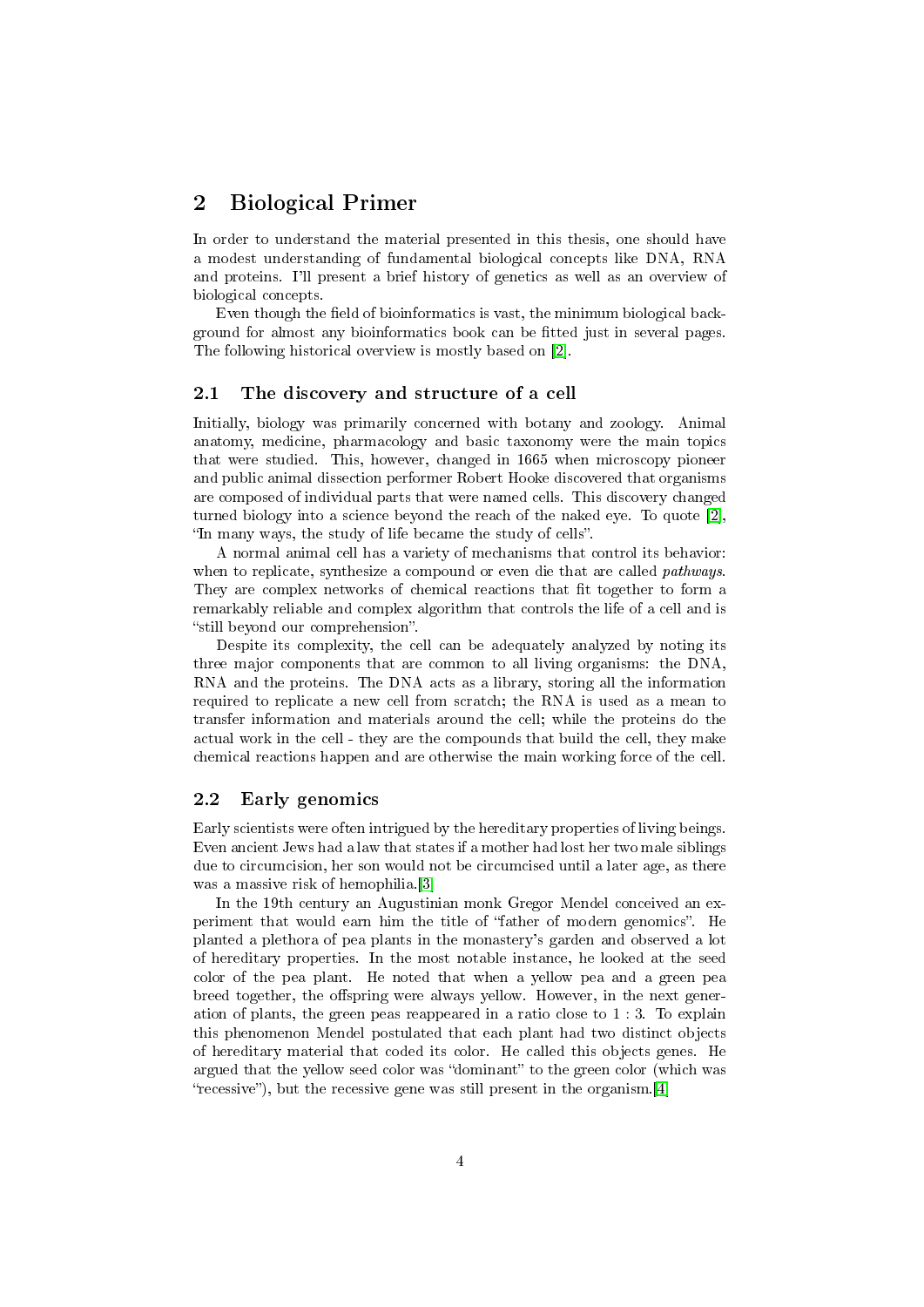# 2 Biological Primer

In order to understand the material presented in this thesis, one should have a modest understanding of fundamental biological concepts like DNA, RNA and proteins. I'll present a brief history of genetics as well as an overview of biological concepts.

Even though the field of bioinformatics is vast, the minimum biological background for almost any bioinformatics book can be fitted just in several pages. The following historical overview is mostly based on [2].

## 2.1 The discovery and structure of a cell

Initially, biology was primarily concerned with botany and zoology. Animal anatomy, medicine, pharmacology and basic taxonomy were the main topics that were studied. This, however, changed in 1665 when microscopy pioneer and public animal dissection performer Robert Hooke discovered that organisms are composed of individual parts that were named cells. This discovery changed turned biology into a science beyond the reach of the naked eye. To quote [2], "In many ways, the study of life became the study of cells".

A normal animal cell has a variety of mechanisms that control its behavior: when to replicate, synthesize a compound or even die that are called *pathways*. They are complex networks of chemical reactions that fit together to form a remarkably reliable and complex algorithm that controls the life of a cell and is "still beyond our comprehension".

Despite its complexity, the cell can be adequately analyzed by noting its three major components that are common to all living organisms: the DNA, RNA and the proteins. The DNA acts as a library, storing all the information required to replicate a new cell from scratch; the RNA is used as a mean to transfer information and materials around the cell; while the proteins do the actual work in the cell - they are the compounds that build the cell, they make chemical reactions happen and are otherwise the main working force of the cell.

## 2.2 Early genomics

Early scientists were often intrigued by the hereditary properties of living beings. Even ancient Jews had a law that states if a mother had lost her two male siblings due to circumcision, her son would not be circumcised until a later age, as there was a massive risk of hemophilia.[3]

In the 19th century an Augustinian monk Gregor Mendel conceived an experiment that would earn him the title of "father of modern genomics". He planted a plethora of pea plants in the monastery's garden and observed a lot of hereditary properties. In the most notable instance, he looked at the seed color of the pea plant. He noted that when a yellow pea and a green pea breed together, the offspring were always yellow. However, in the next generation of plants, the green peas reappeared in a ratio close to 1 : 3. To explain this phenomenon Mendel postulated that each plant had two distinct objects of hereditary material that coded its color. He called this objects genes. He argued that the yellow seed color was "dominant" to the green color (which was "recessive"), but the recessive gene was still present in the organism.[4]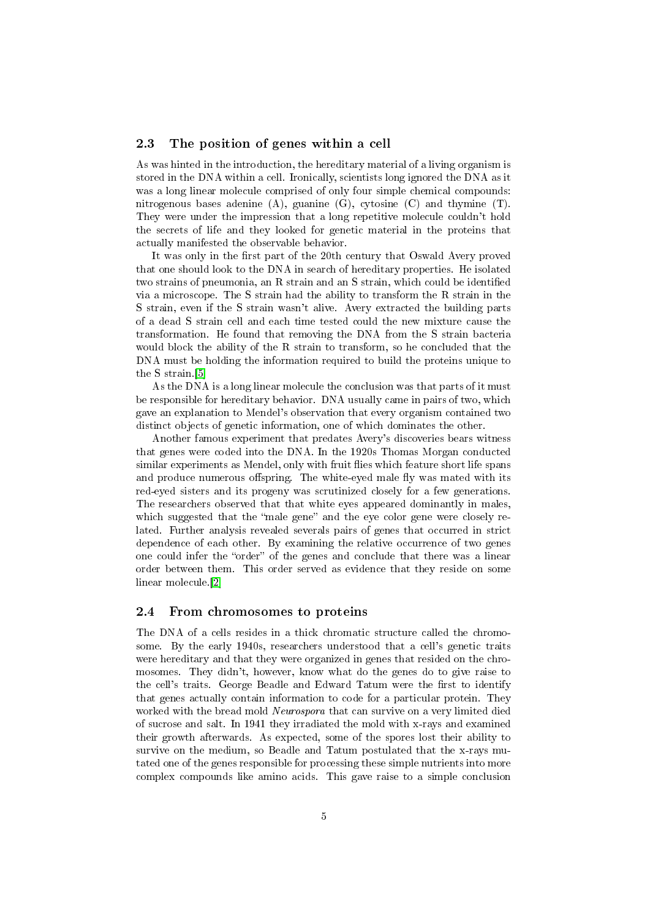## 2.3 The position of genes within a cell

As was hinted in the introduction, the hereditary material of a living organism is stored in the DNA within a cell. Ironically, scientists long ignored the DNA as it was a long linear molecule comprised of only four simple chemical compounds: nitrogenous bases adenine (A), guanine (G), cytosine (C) and thymine (T). They were under the impression that a long repetitive molecule couldn't hold the secrets of life and they looked for genetic material in the proteins that actually manifested the observable behavior.

It was only in the first part of the 20th century that Oswald Avery proved that one should look to the DNA in search of hereditary properties. He isolated two strains of pneumonia, an R strain and an S strain, which could be identified via a microscope. The S strain had the ability to transform the R strain in the S strain, even if the S strain wasn't alive. Avery extracted the building parts of a dead S strain cell and each time tested could the new mixture cause the transformation. He found that removing the DNA from the S strain bacteria would block the ability of the R strain to transform, so he concluded that the DNA must be holding the information required to build the proteins unique to the S strain.[5]

As the DNA is a long linear molecule the conclusion was that parts of it must be responsible for hereditary behavior. DNA usually came in pairs of two, which gave an explanation to Mendel's observation that every organism contained two distinct objects of genetic information, one of which dominates the other.

Another famous experiment that predates Avery's discoveries bears witness that genes were coded into the DNA. In the 1920s Thomas Morgan conducted similar experiments as Mendel, only with fruit flies which feature short life spans and produce numerous offspring. The white-eyed male fly was mated with its red-eyed sisters and its progeny was scrutinized closely for a few generations. The researchers observed that that white eyes appeared dominantly in males, which suggested that the "male gene" and the eye color gene were closely related. Further analysis revealed severals pairs of genes that occurred in strict dependence of each other. By examining the relative occurrence of two genes one could infer the "order" of the genes and conclude that there was a linear order between them. This order served as evidence that they reside on some linear molecule.[2]

## 2.4 From chromosomes to proteins

The DNA of a cells resides in a thick chromatic structure called the chromosome. By the early 1940s, researchers understood that a cell's genetic traits were hereditary and that they were organized in genes that resided on the chromosomes. They didn't, however, know what do the genes do to give raise to the cell's traits. George Beadle and Edward Tatum were the first to identify that genes actually contain information to code for a particular protein. They worked with the bread mold *Neurospora* that can survive on a very limited died of sucrose and salt. In 1941 they irradiated the mold with x-rays and examined their growth afterwards. As expected, some of the spores lost their ability to survive on the medium, so Beadle and Tatum postulated that the x-rays mutated one of the genes responsible for processing these simple nutrients into more complex compounds like amino acids. This gave raise to a simple conclusion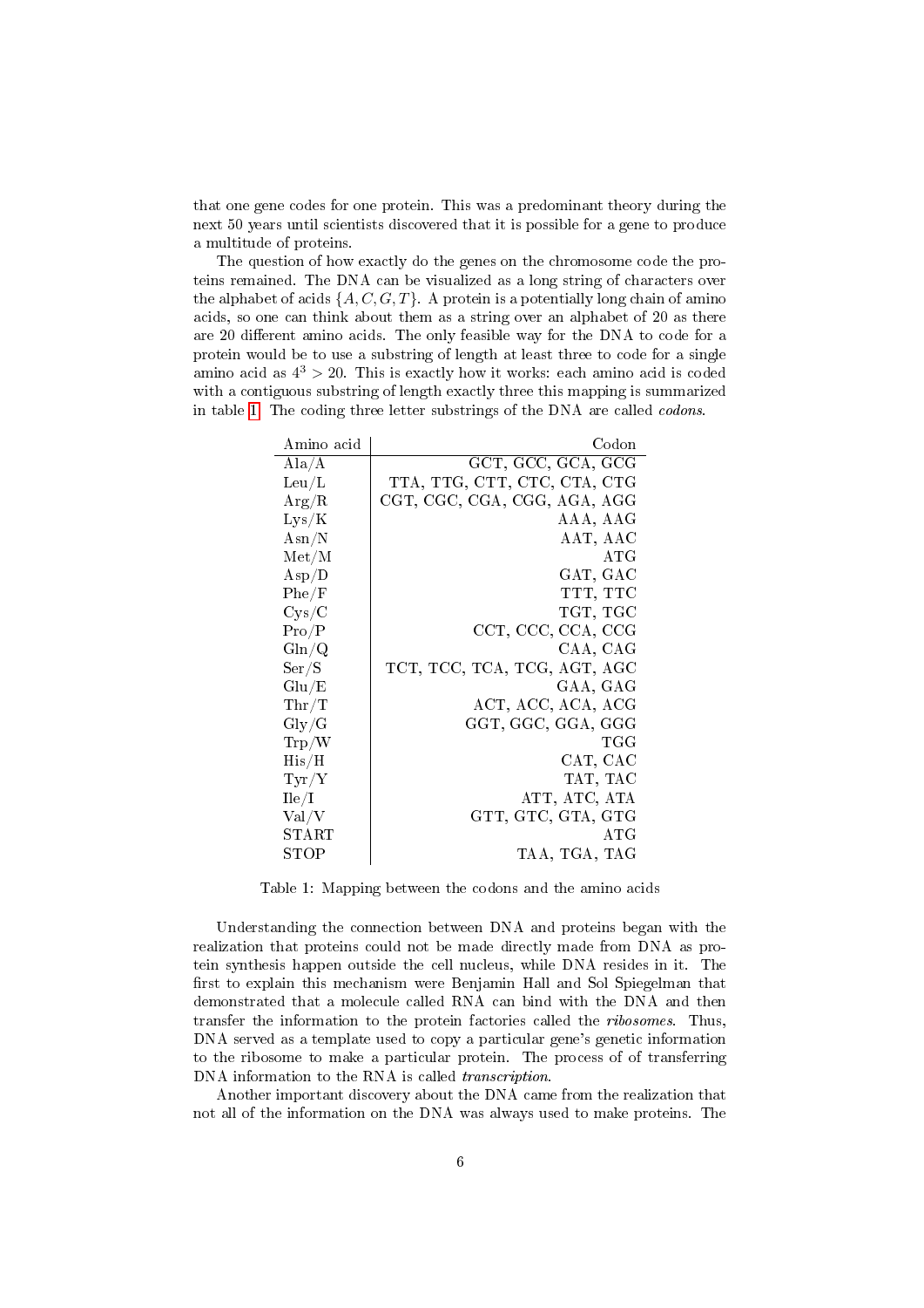that one gene codes for one protein. This was a predominant theory during the next 50 years until scientists discovered that it is possible for a gene to produce a multitude of proteins.

The question of how exactly do the genes on the chromosome code the proteins remained. The DNA can be visualized as a long string of characters over the alphabet of acids $\{A, C, G, T\}$. A protein is a potentially long chain of amino acids, so one can think about them as a string over an alphabet of 20 as there are 20 different amino acids. The only feasible way for the DNA to code for a protein would be to use a substring of length at least three to code for a single amino acid as $4^3 > 20$. This is exactly how it works: each amino acid is coded with a contiguous substring of length exactly three this mapping is summarized in table 1. The coding three letter substrings of the DNA are called *codons*.

| Amino acid | Codon |
|---|---:|
| Ala/A | GCT, GCC, GCA, GCG |
| Leu/L | TTA, TTG, CTT, CTC, CTA, CTG |
| Arg/R | CGT, CGC, CGA, CGG, AGA, AGG |
| Lys/K | AAA, AAG |
| Asn/N | AAT, AAC |
| Met/M | ATG |
| Asp/D | GAT, GAC |
| Phe/F | TTT, TTC |
| Cys/C | TGT, TGC |
| Pro/P | CCT, CCC, CCA, CCG |
| Gln/Q | CAA, CAG |
| Ser/S | TCT, TCC, TCA, TCG, AGT, AGC |
| Glu/E | GAA, GAG |
| Thr/T | ACT, ACC, ACA, ACG |
| Gly/G | GGT, GGC, GGA, GGG |
| Trp/W | TGG |
| His/H | CAT, CAC |
| Tyr/Y | TAT, TAC |
| Ile/I | ATT, ATC, ATA |
| Val/V | GTT, GTC, GTA, GTG |
| START | ATG |
| STOP | TAA, TGA, TAG |

Table 1: Mapping between the codons and the amino acids

Understanding the connection between DNA and proteins began with the realization that proteins could not be made directly made from DNA as protein synthesis happen outside the cell nucleus, while DNA resides in it. The first to explain this mechanism were Benjamin Hall and Sol Spiegelman that demonstrated that a molecule called RNA can bind with the DNA and then transfer the information to the protein factories called the *ribosomes*. Thus, DNA served as a template used to copy a particular gene's genetic information to the ribosome to make a particular protein. The process of of transferring DNA information to the RNA is called *transcription*.

Another important discovery about the DNA came from the realization that not all of the information on the DNA was always used to make proteins. The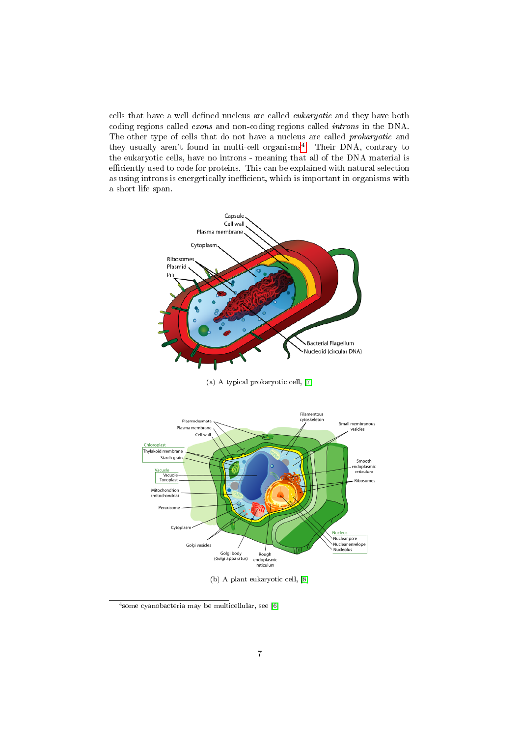cells that have a well defined nucleus are called *eukaryotic* and they have both coding regions called *exons* and non-coding regions called *introns* in the DNA. The other type of cells that do not have a nucleus are called *prokaryotic* and they usually aren't found in multi-cell organisms[4]. Their DNA, contrary to the eukaryotic cells, have no introns - meaning that all of the DNA material is efficiently used to code for proteins. This can be explained with natural selection as using introns is energetically inefficient, which is important in organisms with a short life span.

(a) A typical prokaryotic cell, [7]

(b) A plant eukaryotic cell, [8]

[4]some cyanobacteria may be multicellular, see [6]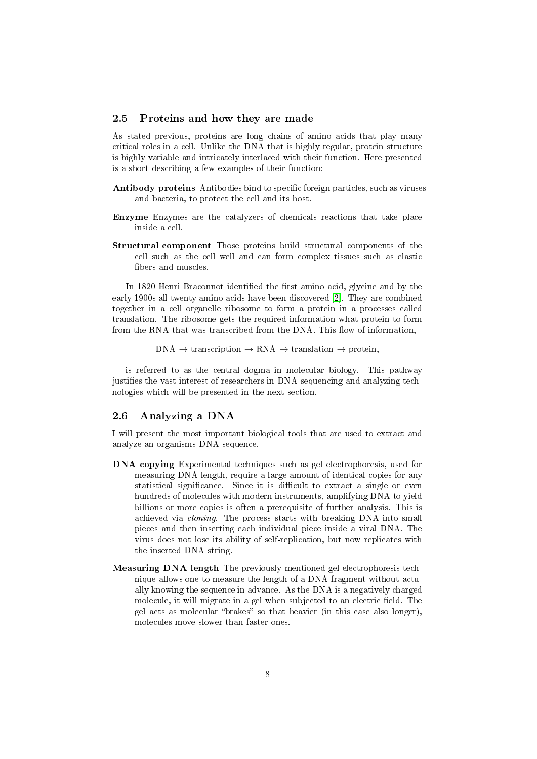## 2.5 Proteins and how they are made

As stated previous, proteins are long chains of amino acids that play many critical roles in a cell. Unlike the DNA that is highly regular, protein structure is highly variable and intricately interlaced with their function. Here presented is a short describing a few examples of their function:

**Antibody proteins** Antibodies bind to specific foreign particles, such as viruses and bacteria, to protect the cell and its host.

**Enzyme** Enzymes are the catalyzers of chemicals reactions that take place inside a cell.

**Structural component** Those proteins build structural components of the cell such as the cell well and can form complex tissues such as elastic fibers and muscles.

In 1820 Henri Braconnot identified the first amino acid, glycine and by the early 1900s all twenty amino acids have been discovered [2]. They are combined together in a cell organelle ribosome to form a protein in a processes called translation. The ribosome gets the required information what protein to form from the RNA that was transcribed from the DNA. This flow of information,

$$\text{DNA} \rightarrow \text{transcription} \rightarrow \text{RNA} \rightarrow \text{translation} \rightarrow \text{protein},$$

is referred to as the central dogma in molecular biology. This pathway justifies the vast interest of researchers in DNA sequencing and analyzing technologies which will be presented in the next section.

## 2.6 Analyzing a DNA

I will present the most important biological tools that are used to extract and analyze an organisms DNA sequence.

**DNA copying** Experimental techniques such as gel electrophoresis, used for measuring DNA length, require a large amount of identical copies for any statistical significance. Since it is difficult to extract a single or even hundreds of molecules with modern instruments, amplifying DNA to yield billions or more copies is often a prerequisite of further analysis. This is achieved via *cloning*. The process starts with breaking DNA into small pieces and then inserting each individual piece inside a viral DNA. The virus does not lose its ability of self-replication, but now replicates with the inserted DNA string.

**Measuring DNA length** The previously mentioned gel electrophoresis technique allows one to measure the length of a DNA fragment without actually knowing the sequence in advance. As the DNA is a negatively charged molecule, it will migrate in a gel when subjected to an electric field. The gel acts as molecular "brakes" so that heavier (in this case also longer), molecules move slower than faster ones.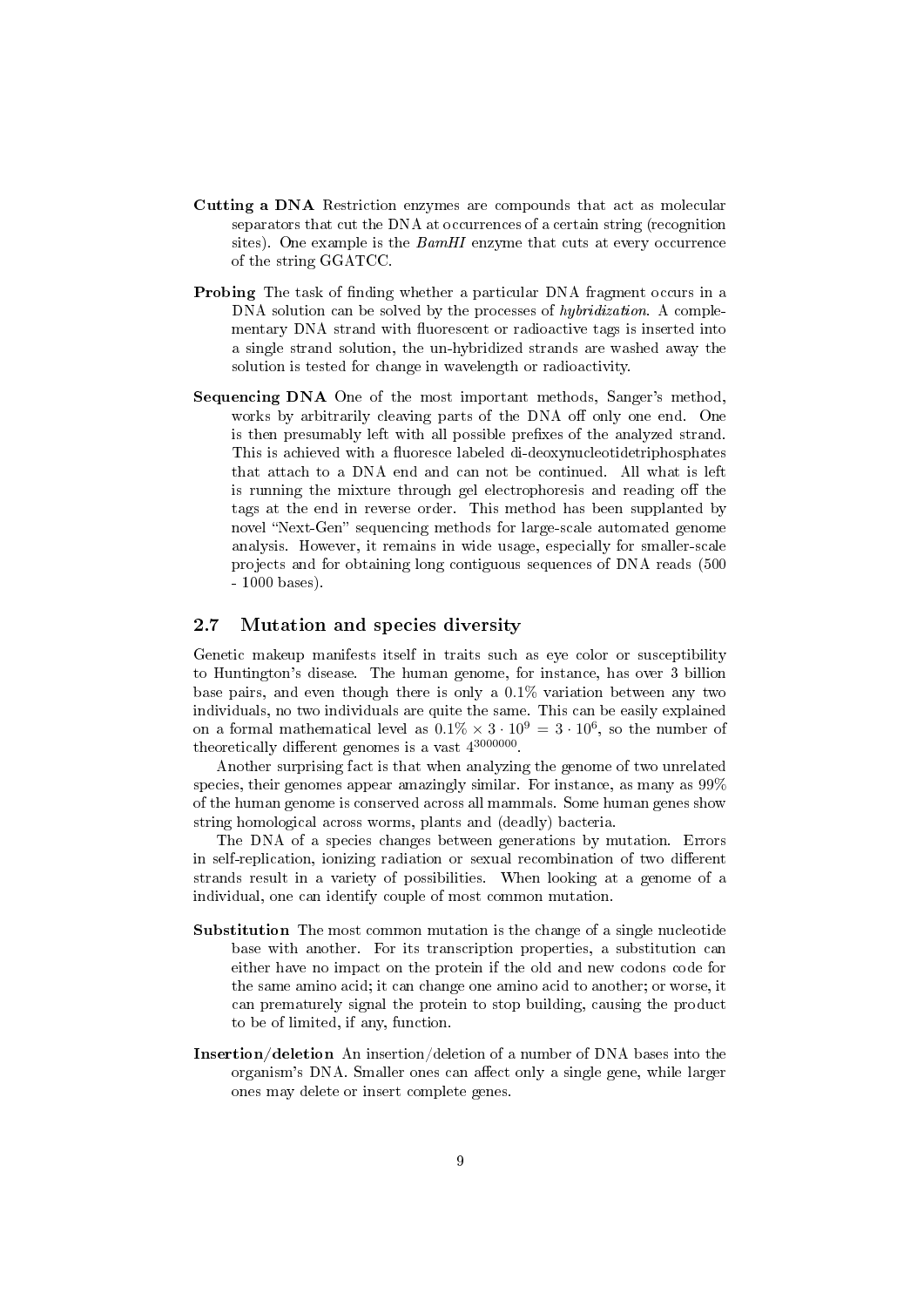**Cutting a DNA** Restriction enzymes are compounds that act as molecular separators that cut the DNA at occurrences of a certain string (recognition sites). One example is the *BamHI* enzyme that cuts at every occurrence of the string GGATCC.

**Probing** The task of finding whether a particular DNA fragment occurs in a DNA solution can be solved by the processes of *hybridization*. A complementary DNA strand with fluorescent or radioactive tags is inserted into a single strand solution, the un-hybridized strands are washed away the solution is tested for change in wavelength or radioactivity.

**Sequencing DNA** One of the most important methods, Sanger's method, works by arbitrarily cleaving parts of the DNA off only one end. One is then presumably left with all possible prefixes of the analyzed strand. This is achieved with a fluoresce labeled di-deoxynucleotidetriphosphates that attach to a DNA end and can not be continued. All what is left is running the mixture through gel electrophoresis and reading off the tags at the end in reverse order. This method has been supplanted by novel "Next-Gen" sequencing methods for large-scale automated genome analysis. However, it remains in wide usage, especially for smaller-scale projects and for obtaining long contiguous sequences of DNA reads (500 - 1000 bases).

## 2.7 Mutation and species diversity

Genetic makeup manifests itself in traits such as eye color or susceptibility to Huntington's disease. The human genome, for instance, has over 3 billion base pairs, and even though there is only a 0.1% variation between any two individuals, no two individuals are quite the same. This can be easily explained on a formal mathematical level as $0.1\% \times 3 \cdot 10^9 = 3 \cdot 10^6$, so the number of theoretically different genomes is a vast $4^{3000000}$.

Another surprising fact is that when analyzing the genome of two unrelated species, their genomes appear amazingly similar. For instance, as many as 99% of the human genome is conserved across all mammals. Some human genes show string homological across worms, plants and (deadly) bacteria.

The DNA of a species changes between generations by mutation. Errors in self-replication, ionizing radiation or sexual recombination of two different strands result in a variety of possibilities. When looking at a genome of a individual, one can identify couple of most common mutation.

**Substitution** The most common mutation is the change of a single nucleotide base with another. For its transcription properties, a substitution can either have no impact on the protein if the old and new codons code for the same amino acid; it can change one amino acid to another; or worse, it can prematurely signal the protein to stop building, causing the product to be of limited, if any, function.

**Insertion/deletion** An insertion/deletion of a number of DNA bases into the organism's DNA. Smaller ones can affect only a single gene, while larger ones may delete or insert complete genes.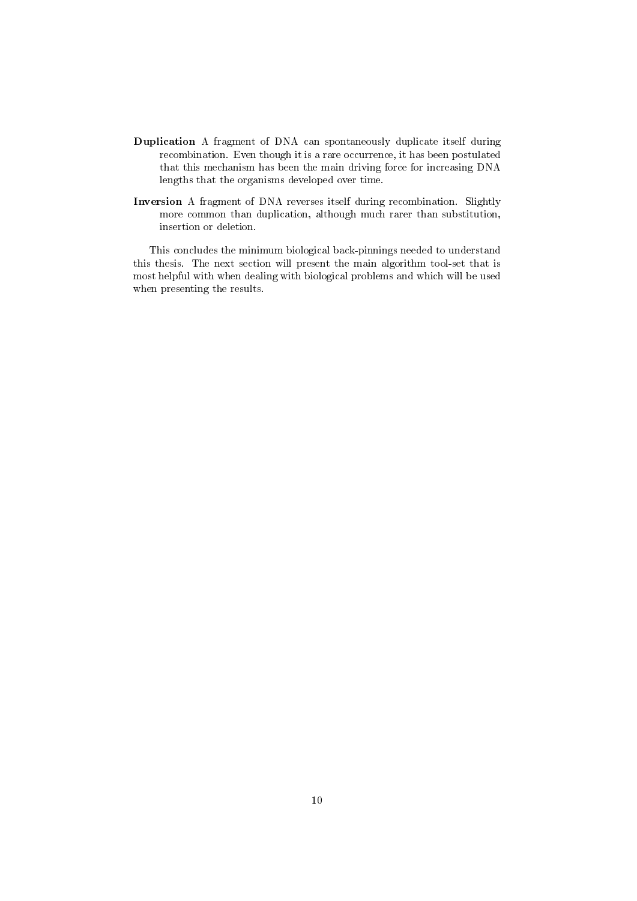**Duplication** A fragment of DNA can spontaneously duplicate itself during recombination. Even though it is a rare occurrence, it has been postulated that this mechanism has been the main driving force for increasing DNA lengths that the organisms developed over time.

**Inversion** A fragment of DNA reverses itself during recombination. Slightly more common than duplication, although much rarer than substitution, insertion or deletion.

This concludes the minimum biological back-pinnings needed to understand this thesis. The next section will present the main algorithm tool-set that is most helpful with when dealing with biological problems and which will be used when presenting the results.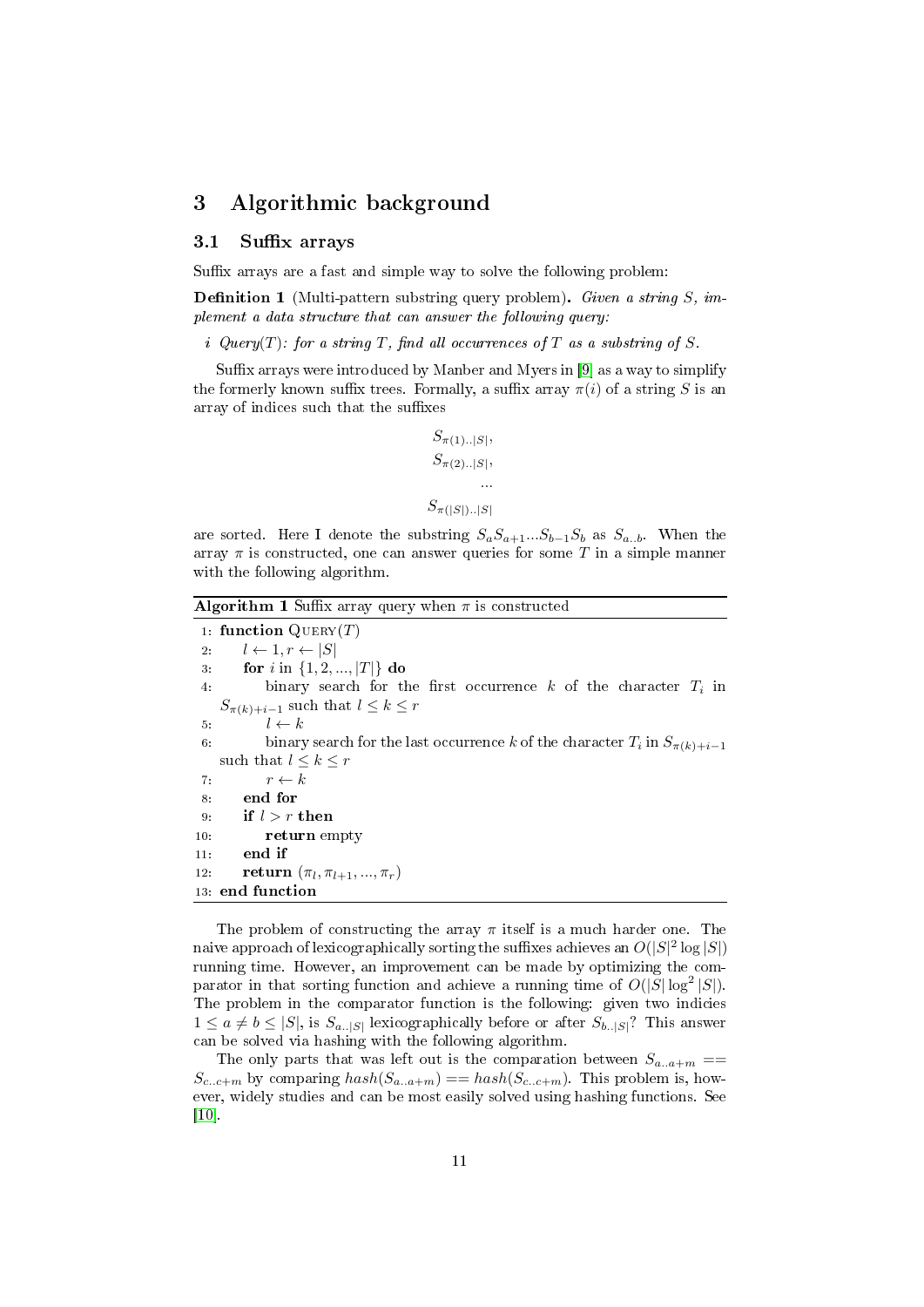# 3 Algorithmic background

## 3.1 Suffix arrays

Suffix arrays are a fast and simple way to solve the following problem:

**Definition 1** (Multi-pattern substring query problem)**.** *Given a string $S$, implement a data structure that can answer the following query:*

*i Query($T$): for a string $T$, find all occurrences of $T$ as a substring of $S$.*

Suffix arrays were introduced by Manber and Myers in [9] as a way to simplify the formerly known suffix trees. Formally, a suffix array $\pi(i)$ of a string $S$ is an array of indices such that the suffixes

$$
\begin{aligned}
&S_{\pi(1)..|S|},\\
&S_{\pi(2)..|S|},\\
&...\\
&S_{\pi(|S|)..|S|}
\end{aligned}
$$

are sorted. Here I denote the substring $S_a S_{a+1} ... S_{b-1} S_b$ as $S_{a..b}$. When the array $\pi$ is constructed, one can answer queries for some $T$ in a simple manner with the following algorithm.

**Algorithm 1** Suffix array query when $\pi$ is constructed

```
1: function QUERY(T)
2:     l ← 1, r ← |S|
3:     for i in {1, 2, ..., |T|} do
4:         binary search for the first occurrence k of the character T_i in
           S_{π(k)+i−1} such that l ≤ k ≤ r
5:         l ← k
6:         binary search for the last occurrence k of the character T_i in S_{π(k)+i−1}
           such that l ≤ k ≤ r
7:         r ← k
8:     end for
9:     if l > r then
10:        return empty
11:    end if
12:    return (π_l, π_{l+1}, ..., π_r)
13: end function
```

The problem of constructing the array $\pi$ itself is a much harder one. The naive approach of lexicographically sorting the suffixes achieves an $O(|S|^2 \log |S|)$ running time. However, an improvement can be made by optimizing the comparator in that sorting function and achieve a running time of $O(|S| \log^2 |S|)$. The problem in the comparator function is the following: given two indicies $1 \leq a \neq b \leq |S|$, is $S_{a..|S|}$ lexicographically before or after $S_{b..|S|}$? This answer can be solved via hashing with the following algorithm.

The only parts that was left out is the comparation between $S_{a..a+m} == S_{c..c+m}$ by comparing $hash(S_{a..a+m}) == hash(S_{c..c+m})$. This problem is, however, widely studies and can be most easily solved using hashing functions. See [10].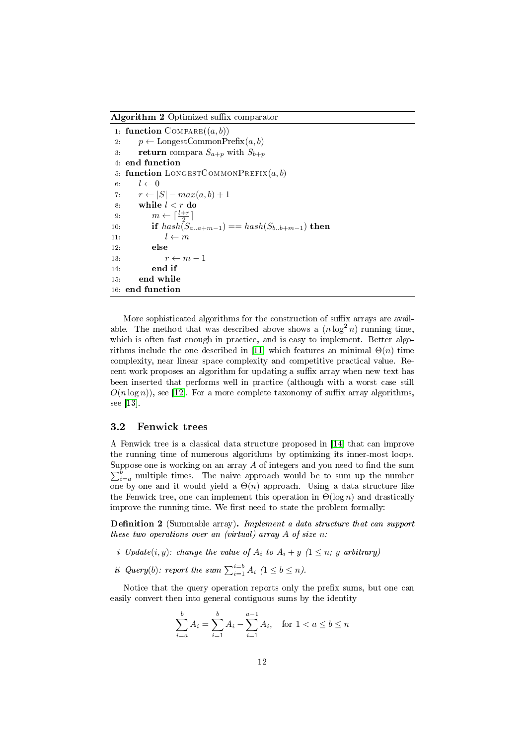**Algorithm 2** Optimized suffix comparator

```
1: function Compare((a, b))
2:     p ← LongestCommonPrefix(a, b)
3:     return compara S_{a+p} with S_{b+p}
4: end function
5: function LongestCommonPrefix(a, b)
6:     l ← 0
7:     r ← |S| − max(a, b) + 1
8:     while l < r do
9:         m ← ⌈(l+r)/2⌉
10:        if hash(S_{a..a+m−1}) == hash(S_{b..b+m−1}) then
11:            l ← m
12:        else
13:            r ← m − 1
14:        end if
15:    end while
16: end function
```

More sophisticated algorithms for the construction of suffix arrays are available. The method that was described above shows a $(n \log^2 n)$ running time, which is often fast enough in practice, and is easy to implement. Better algorithms include the one described in [11] which features an minimal $\Theta(n)$ time complexity, near linear space complexity and competitive practical value. Recent work proposes an algorithm for updating a suffix array when new text has been inserted that performs well in practice (although with a worst case still $O(n \log n)$), see [12]. For a more complete taxonomy of suffix array algorithms, see [13].

### 3.2 Fenwick trees

A Fenwick tree is a classical data structure proposed in [14] that can improve the running time of numerous algorithms by optimizing its inner-most loops. Suppose one is working on an array $A$ of integers and you need to find the sum $\sum_{i=a}^{b}$ multiple times. The naive approach would be to sum up the number one-by-one and it would yield a $\Theta(n)$ approach. Using a data structure like the Fenwick tree, one can implement this operation in $\Theta(\log n)$ and drastically improve the running time. We first need to state the problem formally:

**Definition 2** (Summable array)**.** *Implement a data structure that can support these two operations over an (virtual) array $A$ of size $n$:*

*i Update$(i, y)$: change the value of $A_i$ to $A_i + y$ $(1 \leq n$; $y$ arbitrary$)$*

*ii Query$(b)$: report the sum $\sum_{i=1}^{i=b} A_i$ $(1 \leq b \leq n)$.*

Notice that the query operation reports only the prefix sums, but one can easily convert then into general contiguous sums by the identity

$$\sum_{i=a}^{b} A_i = \sum_{i=1}^{b} A_i - \sum_{i=1}^{a-1} A_i, \quad \text{for } 1 < a \leq b \leq n$$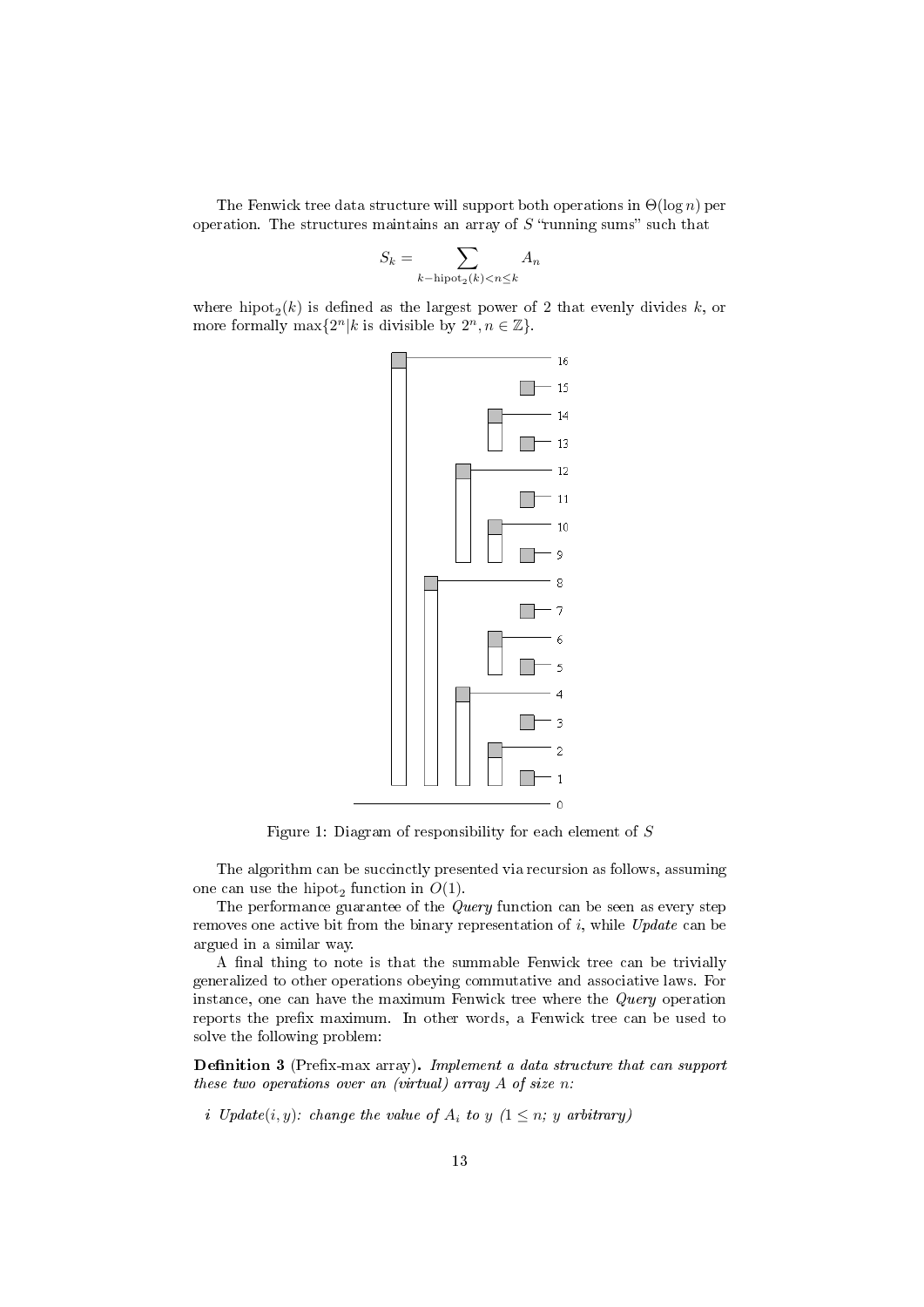The Fenwick tree data structure will support both operations in $\Theta(\log n)$ per operation. The structures maintains an array of $S$ "running sums" such that

$$S_k = \sum_{k-\text{hipot}_2(k)<n\leq k} A_n$$

where $\text{hipot}_2(k)$ is defined as the largest power of 2 that evenly divides $k$, or more formally $\max\{2^n | k \text{ is divisible by } 2^n, n \in \mathbb{Z}\}$.

Figure 1: Diagram of responsibility for each element of $S$

The algorithm can be succinctly presented via recursion as follows, assuming one can use the $\text{hipot}_2$ function in $O(1)$.

The performance guarantee of the *Query* function can be seen as every step removes one active bit from the binary representation of $i$, while *Update* can be argued in a similar way.

A final thing to note is that the summable Fenwick tree can be trivially generalized to other operations obeying commutative and associative laws. For instance, one can have the maximum Fenwick tree where the *Query* operation reports the prefix maximum. In other words, a Fenwick tree can be used to solve the following problem:

**Definition 3** (Prefix-max array)**.** *Implement a data structure that can support these two operations over an (virtual) array A of size n:*

*i Update*$(i, y)$*: change the value of* $A_i$ *to* $y$ *(*$1 \leq n$*; y arbitrary)*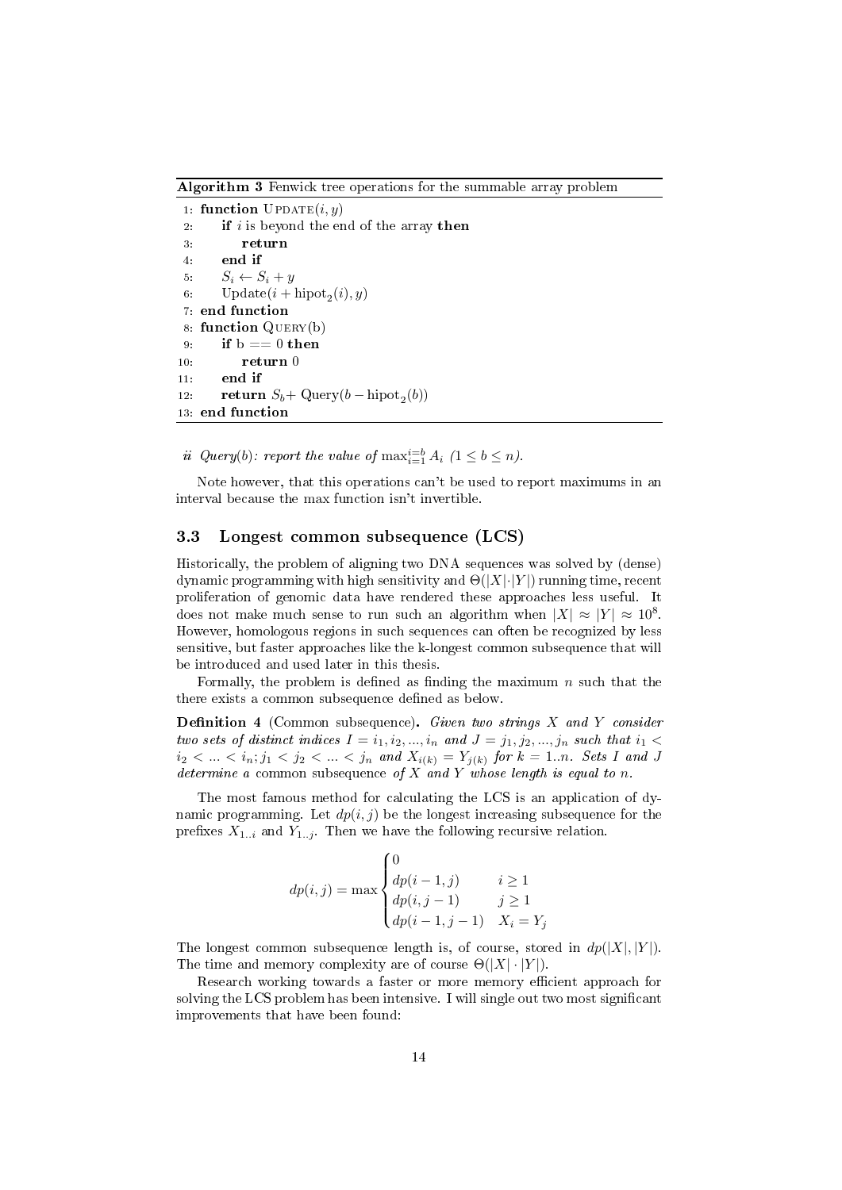**Algorithm 3** Fenwick tree operations for the summable array problem

```
1:  function UPDATE(i, y)
2:      if i is beyond the end of the array then
3:          return
4:      end if
5:      S_i ← S_i + y
6:      Update(i + hipot_2(i), y)
7:  end function
8:  function QUERY(b)
9:      if b == 0 then
10:         return 0
11:     end if
12:     return S_b+ Query(b − hipot_2(b))
13: end function
```

*ii Query(b): report the value of* $\max_{i=1}^{i=b} A_i$ $(1 \leq b \leq n)$.

Note however, that this operations can't be used to report maximums in an interval because the max function isn't invertible.

### 3.3 Longest common subsequence (LCS)

Historically, the problem of aligning two DNA sequences was solved by (dense) dynamic programming with high sensitivity and $\Theta(|X| \cdot |Y|)$ running time, recent proliferation of genomic data have rendered these approaches less useful. It does not make much sense to run such an algorithm when $|X| \approx |Y| \approx 10^8$. However, homologous regions in such sequences can often be recognized by less sensitive, but faster approaches like the k-longest common subsequence that will be introduced and used later in this thesis.

Formally, the problem is defined as finding the maximum $n$ such that the there exists a common subsequence defined as below.

**Definition 4** (Common subsequence). *Given two strings $X$ and $Y$ consider two sets of distinct indices $I = i_1, i_2, ..., i_n$ and $J = j_1, j_2, ..., j_n$ such that $i_1 < i_2 < ... < i_n; j_1 < j_2 < ... < j_n$ and $X_{i(k)} = Y_{j(k)}$ for $k = 1..n$. Sets $I$ and $J$ determine a* common subsequence *of $X$ and $Y$ whose length is equal to $n$.*

The most famous method for calculating the LCS is an application of dynamic programming. Let $dp(i, j)$ be the longest increasing subsequence for the prefixes $X_{1..i}$ and $Y_{1..j}$. Then we have the following recursive relation.

$$dp(i,j) = \max \begin{cases} 0 & \\ dp(i-1,j) & i \geq 1 \\ dp(i,j-1) & j \geq 1 \\ dp(i-1,j-1) & X_i = Y_j \end{cases}$$

The longest common subsequence length is, of course, stored in $dp(|X|, |Y|)$. The time and memory complexity are of course $\Theta(|X| \cdot |Y|)$.

Research working towards a faster or more memory efficient approach for solving the LCS problem has been intensive. I will single out two most significant improvements that have been found: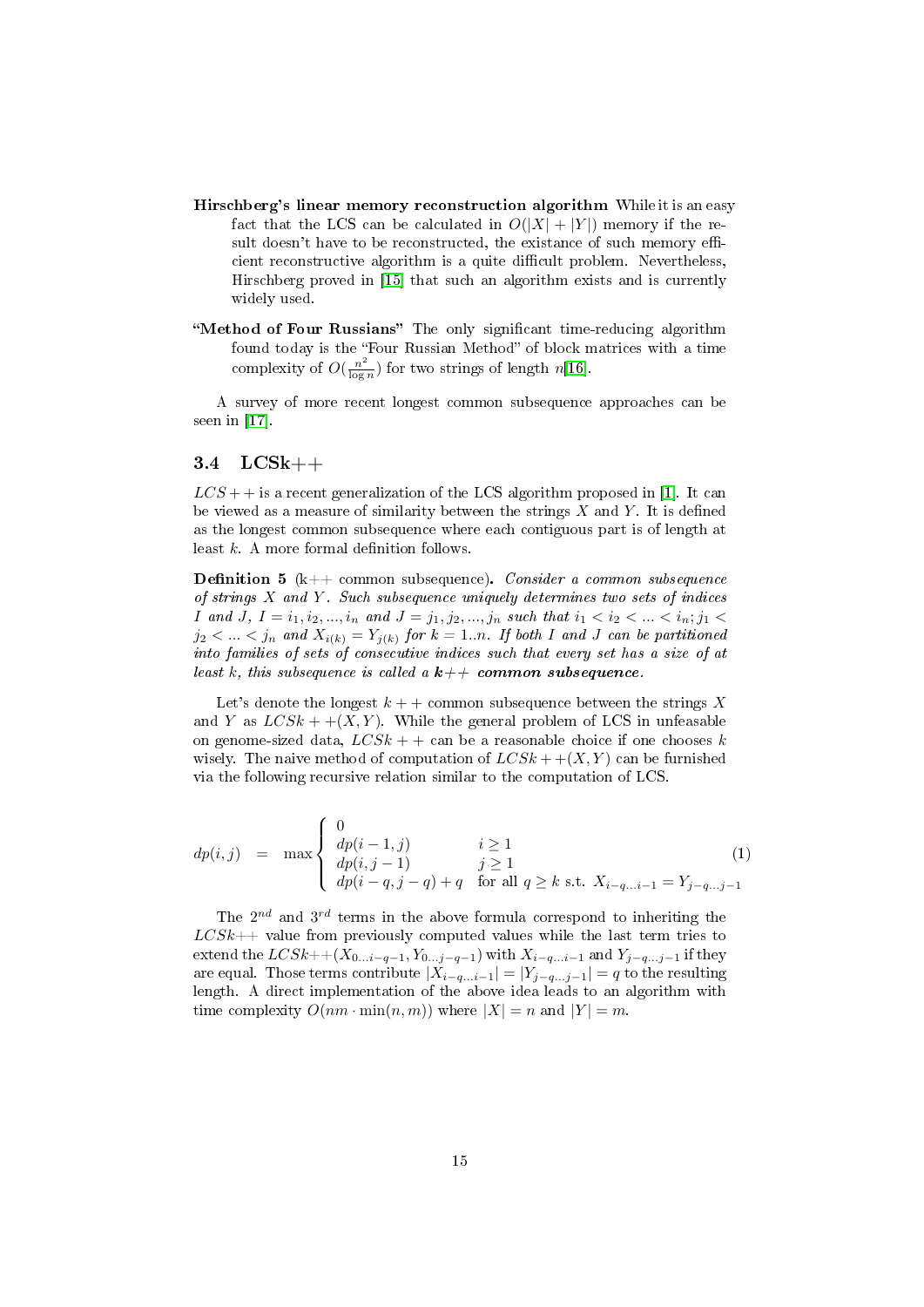**Hirschberg's linear memory reconstruction algorithm** While it is an easy fact that the LCS can be calculated in $O(|X| + |Y|)$ memory if the result doesn't have to be reconstructed, the existance of such memory efficient reconstructive algorithm is a quite difficult problem. Nevertheless, Hirschberg proved in [15] that such an algorithm exists and is currently widely used.

**"Method of Four Russians"** The only significant time-reducing algorithm found today is the "Four Russian Method" of block matrices with a time complexity of $O(\frac{n^2}{\log n})$ for two strings of length $n$[16].

A survey of more recent longest common subsequence approaches can be seen in [17].

### 3.4 LCSk++

$LCS++$ is a recent generalization of the LCS algorithm proposed in [1]. It can be viewed as a measure of similarity between the strings $X$ and $Y$. It is defined as the longest common subsequence where each contiguous part is of length at least $k$. A more formal definition follows.

**Definition 5** (k++ common subsequence)**.** *Consider a common subsequence of strings $X$ and $Y$. Such subsequence uniquely determines two sets of indices $I$ and $J$, $I = i_1, i_2, ..., i_n$ and $J = j_1, j_2, ..., j_n$ such that $i_1 < i_2 < ... < i_n; j_1 < j_2 < ... < j_n$ and $X_{i(k)} = Y_{j(k)}$ for $k = 1..n$. If both $I$ and $J$ can be partitioned into families of sets of consecutive indices such that every set has a size of at least $k$, this subsequence is called a* ***k++ common subsequence****.*

Let's denote the longest $k++$ common subsequence between the strings $X$ and $Y$ as $LCSk++(X, Y)$. While the general problem of LCS in unfeasable on genome-sized data, $LCSk++$ can be a reasonable choice if one chooses $k$ wisely. The naive method of computation of $LCSk++(X, Y)$ can be furnished via the following recursive relation similar to the computation of LCS.

$$dp(i, j) = \max \begin{cases} 0 & \\ dp(i-1, j) & i \geq 1 \\ dp(i, j-1) & j \geq 1 \\ dp(i-q, j-q) + q & \text{for all } q \geq k \text{ s.t. } X_{i-q...i-1} = Y_{j-q...j-1} \end{cases} \tag{1}$$

The $2^{nd}$ and $3^{rd}$ terms in the above formula correspond to inheriting the $LCSk{+}{+}$ value from previously computed values while the last term tries to extend the $LCSk{+}{+}(X_{0...i-q-1}, Y_{0...j-q-1})$ with $X_{i-q...i-1}$ and $Y_{j-q...j-1}$ if they are equal. Those terms contribute $|X_{i-q...i-1}| = |Y_{j-q...j-1}| = q$ to the resulting length. A direct implementation of the above idea leads to an algorithm with time complexity $O(nm \cdot \min(n, m))$ where $|X| = n$ and $|Y| = m$.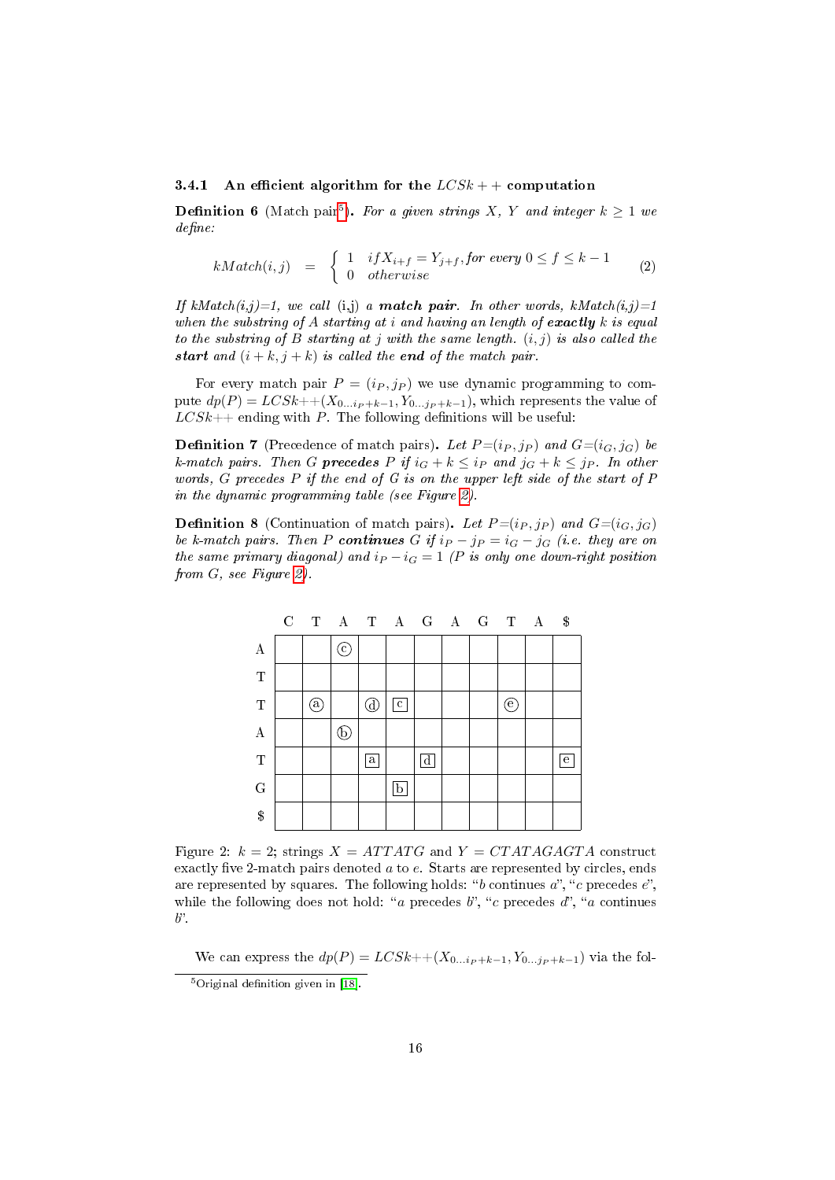### 3.4.1 An efficient algorithm for the $LCSk++$ computation

**Definition 6** (Match pair[5]). *For a given strings $X$, $Y$ and integer $k \geq 1$ we define:*

$$kMatch(i,j) \quad = \quad \begin{cases} 1 & if X_{i+f} = Y_{j+f}, for\ every\ 0 \leq f \leq k-1 \\ 0 & otherwise \end{cases} \tag{2}$$

*If kMatch(i,j)=1, we call* (i,j) *a* ***match pair****. In other words, kMatch(i,j)=1 when the substring of A starting at i and having an length of* ***exactly*** *k is equal to the substring of B starting at j with the same length. $(i,j)$ is also called the* ***start*** *and $(i+k, j+k)$ is called the* ***end*** *of the match pair.*

For every match pair $P = (i_P, j_P)$ we use dynamic programming to compute $dp(P) = LCSk{+}{+}(X_{0\ldots i_P+k-1}, Y_{0\ldots j_P+k-1})$, which represents the value of $LCSk{+}{+}$ ending with $P$. The following definitions will be useful:

**Definition 7** (Precedence of match pairs). *Let $P{=}(i_P, j_P)$ and $G{=}(i_G, j_G)$ be k-match pairs. Then G* ***precedes*** *P if $i_G + k \leq i_P$ and $j_G + k \leq j_P$. In other words, G precedes P if the end of G is on the upper left side of the start of P in the dynamic programming table (see Figure 2).*

**Definition 8** (Continuation of match pairs). *Let $P{=}(i_P, j_P)$ and $G{=}(i_G, j_G)$ be k-match pairs. Then P* ***continues*** *G if $i_P - j_P = i_G - j_G$ (i.e. they are on the same primary diagonal) and $i_P - i_G = 1$ (P is only one down-right position from G, see Figure 2).*

| | C | T | A | T | A | G | A | G | T | A | $ |
|---|---|---|---|---|---|---|---|---|---|---|---|
| A | | | (c) | | | | | | | | |
| T | | | | | | | | | | | |
| T | | (a) | | (d) | [c] | | | | (e) | | |
| A | | | (b) | | | | | | | | |
| T | | | | [a] | | [d] | | | | | [e] |
| G | | | | | [b] | | | | | | |
| $ | | | | | | | | | | | |

Figure 2: $k = 2$; strings $X = ATTATG$ and $Y = CTATAGAGTA$ construct exactly five 2-match pairs denoted $a$ to $e$. Starts are represented by circles, ends are represented by squares. The following holds: "$b$ continues $a$", "$c$ precedes $e$", while the following does not hold: "$a$ precedes $b$", "$c$ precedes $d$", "$a$ continues $b$".

We can express the $dp(P) = LCSk{+}{+}(X_{0\ldots i_P+k-1}, Y_{0\ldots j_P+k-1})$ via the fol-

[5] Original definition given in [18].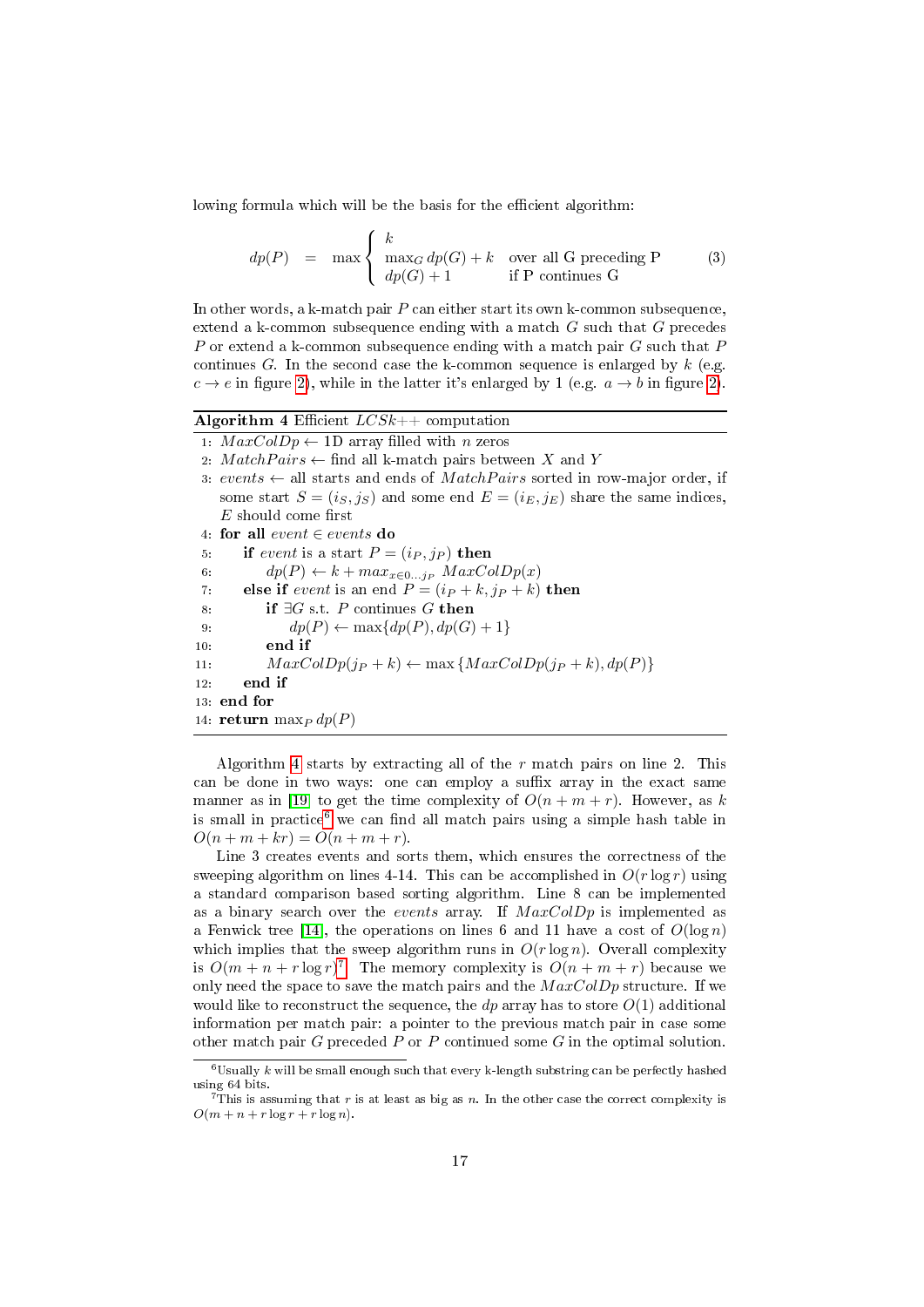lowing formula which will be the basis for the efficient algorithm:

$$dp(P) \quad = \quad \max \begin{cases} k & \\ \max_G dp(G) + k & \text{over all G preceding P} \\ dp(G) + 1 & \text{if P continues G} \end{cases} \tag{3}$$

In other words, a k-match pair $P$ can either start its own k-common subsequence, extend a k-common subsequence ending with a match $G$ such that $G$ precedes $P$ or extend a k-common subsequence ending with a match pair $G$ such that $P$ continues $G$. In the second case the k-common sequence is enlarged by $k$ (e.g. $c \rightarrow e$ in figure 2), while in the latter it's enlarged by 1 (e.g. $a \rightarrow b$ in figure 2).

**Algorithm 4** Efficient $LCSk$++ computation

```
 1: MaxColDp ← 1D array filled with n zeros
 2: MatchPairs ← find all k-match pairs between X and Y
 3: events ← all starts and ends of MatchPairs sorted in row-major order, if
    some start S = (i_S, j_S) and some end E = (i_E, j_E) share the same indices,
    E should come first
 4: for all event ∈ events do
 5:     if event is a start P = (i_P, j_P) then
 6:         dp(P) ← k + max_{x∈0...j_P} MaxColDp(x)
 7:     else if event is an end P = (i_P + k, j_P + k) then
 8:         if ∃G s.t. P continues G then
 9:             dp(P) ← max{dp(P), dp(G) + 1}
10:         end if
11:         MaxColDp(j_P + k) ← max{MaxColDp(j_P + k), dp(P)}
12:     end if
13: end for
14: return max_P dp(P)
```

Algorithm 4 starts by extracting all of the $r$ match pairs on line 2. This can be done in two ways: one can employ a suffix array in the exact same manner as in [19] to get the time complexity of $O(n + m + r)$. However, as $k$ is small in practice[6] we can find all match pairs using a simple hash table in $O(n + m + kr) = O(n + m + r)$.

Line 3 creates events and sorts them, which ensures the correctness of the sweeping algorithm on lines 4-14. This can be accomplished in $O(r \log r)$ using a standard comparison based sorting algorithm. Line 8 can be implemented as a binary search over the *events* array. If $MaxColDp$ is implemented as a Fenwick tree [14], the operations on lines 6 and 11 have a cost of $O(\log n)$ which implies that the sweep algorithm runs in $O(r \log n)$. Overall complexity is $O(m + n + r \log r)$[7]. The memory complexity is $O(n + m + r)$ because we only need the space to save the match pairs and the $MaxColDp$ structure. If we would like to reconstruct the sequence, the $dp$ array has to store $O(1)$ additional information per match pair: a pointer to the previous match pair in case some other match pair $G$ preceded $P$ or $P$ continued some $G$ in the optimal solution.

[6] Usually $k$ will be small enough such that every k-length substring can be perfectly hashed using 64 bits.

[7] This is assuming that $r$ is at least as big as $n$. In the other case the correct complexity is $O(m + n + r \log r + r \log n)$.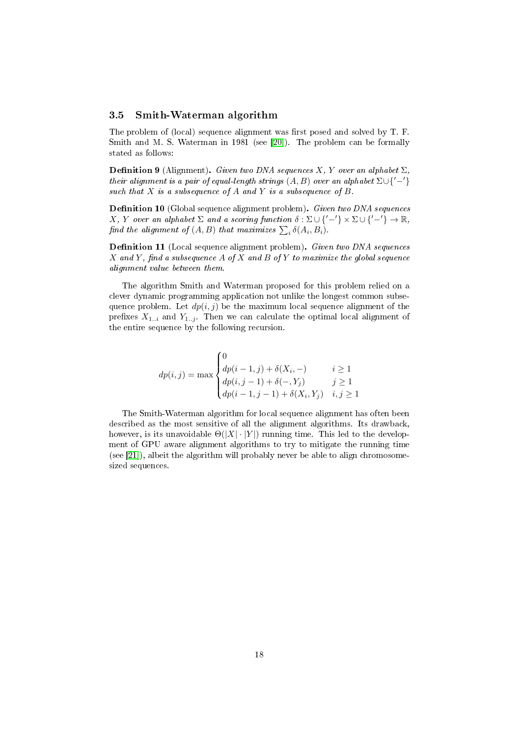### 3.5 Smith-Waterman algorithm

The problem of (local) sequence alignment was first posed and solved by T. F. Smith and M. S. Waterman in 1981 (see [20]). The problem can be formally stated as follows:

**Definition 9** (Alignment)**.** *Given two DNA sequences $X$, $Y$ over an alphabet $\Sigma$, their alignment is a pair of equal-length strings $(A, B)$ over an alphabet $\Sigma \cup \{'-'\}$ such that $X$ is a subsequence of $A$ and $Y$ is a subsequence of $B$.*

**Definition 10** (Global sequence alignment problem)**.** *Given two DNA sequences $X$, $Y$ over an alphabet $\Sigma$ and a scoring function $\delta : \Sigma \cup \{'-'\} \times \Sigma \cup \{'-'\} \to \mathbb{R}$, find the alignment of $(A, B)$ that maximizes $\sum_i \delta(A_i, B_i)$.*

**Definition 11** (Local sequence alignment problem)**.** *Given two DNA sequences $X$ and $Y$, find a subsequence $A$ of $X$ and $B$ of $Y$ to maximize the global sequence alignment value between them.*

The algorithm Smith and Waterman proposed for this problem relied on a clever dynamic programming application not unlike the longest common subsequence problem. Let $dp(i, j)$ be the maximum local sequence alignment of the prefixes $X_{1..i}$ and $Y_{1..j}$. Then we can calculate the optimal local alignment of the entire sequence by the following recursion.

$$dp(i,j) = \max \begin{cases} 0 & \\ dp(i-1,j) + \delta(X_i, -) & i \geq 1 \\ dp(i, j-1) + \delta(-, Y_j) & j \geq 1 \\ dp(i-1, j-1) + \delta(X_i, Y_j) & i, j \geq 1 \end{cases}$$

The Smith-Waterman algorithm for local sequence alignment has often been described as the most sensitive of all the alignment algorithms. Its drawback, however, is its unavoidable $\Theta(|X| \cdot |Y|)$ running time. This led to the development of GPU aware alignment algorithms to try to mitigate the running time (see [21]), albeit the algorithm will probably never be able to align chromosome-sized sequences.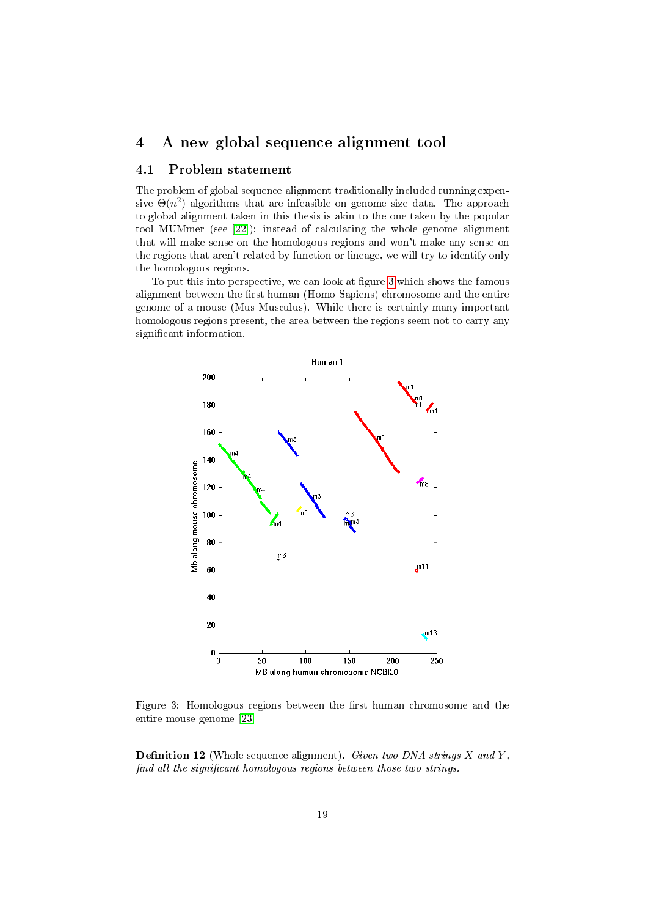## 4 A new global sequence alignment tool

### 4.1 Problem statement

The problem of global sequence alignment traditionally included running expensive $\Theta(n^2)$ algorithms that are infeasible on genome size data. The approach to global alignment taken in this thesis is akin to the one taken by the popular tool MUMmer (see [22]): instead of calculating the whole genome alignment that will make sense on the homologous regions and won't make any sense on the regions that aren't related by function or lineage, we will try to identify only the homologous regions.

To put this into perspective, we can look at figure 3 which shows the famous alignment between the first human (Homo Sapiens) chromosome and the entire genome of a mouse (Mus Musculus). While there is certainly many important homologous regions present, the area between the regions seem not to carry any significant information.

Figure 3: Homologous regions between the first human chromosome and the entire mouse genome [23]

**Definition 12** (Whole sequence alignment)**.** *Given two DNA strings $X$ and $Y$, find all the significant homologous regions between those two strings.*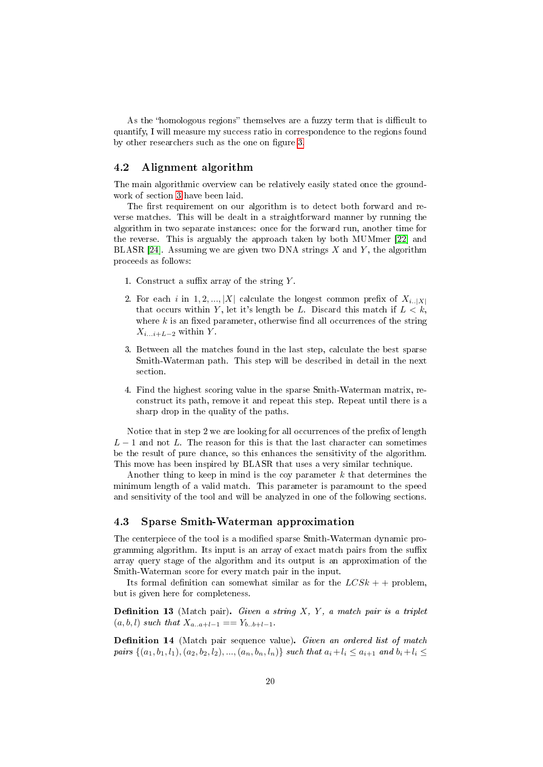As the “homologous regions” themselves are a fuzzy term that is difficult to quantify, I will measure my success ratio in correspondence to the regions found by other researchers such as the one on figure 3.

### 4.2 Alignment algorithm

The main algorithmic overview can be relatively easily stated once the groundwork of section 3 have been laid.

The first requirement on our algorithm is to detect both forward and reverse matches. This will be dealt in a straightforward manner by running the algorithm in two separate instances: once for the forward run, another time for the reverse. This is arguably the approach taken by both MUMmer [22] and BLASR [24]. Assuming we are given two DNA strings $X$ and $Y$, the algorithm proceeds as follows:

1. Construct a suffix array of the string $Y$.
2. For each $i$ in $1, 2, ..., |X|$ calculate the longest common prefix of $X_{i..|X|}$ that occurs within $Y$, let it's length be $L$. Discard this match if $L < k$, where $k$ is an fixed parameter, otherwise find all occurrences of the string $X_{i...i+L-2}$ within $Y$.
3. Between all the matches found in the last step, calculate the best sparse Smith-Waterman path. This step will be described in detail in the next section.
4. Find the highest scoring value in the sparse Smith-Waterman matrix, reconstruct its path, remove it and repeat this step. Repeat until there is a sharp drop in the quality of the paths.

Notice that in step 2 we are looking for all occurrences of the prefix of length $L - 1$ and not $L$. The reason for this is that the last character can sometimes be the result of pure chance, so this enhances the sensitivity of the algorithm. This move has been inspired by BLASR that uses a very similar technique.

Another thing to keep in mind is the coy parameter $k$ that determines the minimum length of a valid match. This parameter is paramount to the speed and sensitivity of the tool and will be analyzed in one of the following sections.

### 4.3 Sparse Smith-Waterman approximation

The centerpiece of the tool is a modified sparse Smith-Waterman dynamic programming algorithm. Its input is an array of exact match pairs from the suffix array query stage of the algorithm and its output is an approximation of the Smith-Waterman score for every match pair in the input.

Its formal definition can somewhat similar as for the $LCSk++$ problem, but is given here for completeness.

**Definition 13** (Match pair)**.** *Given a string $X$, $Y$, a match pair is a triplet $(a, b, l)$ such that $X_{a..a+l-1} == Y_{b..b+l-1}$.*

**Definition 14** (Match pair sequence value)**.** *Given an ordered list of match pairs $\{(a_1, b_1, l_1), (a_2, b_2, l_2), ..., (a_n, b_n, l_n)\}$ such that $a_i + l_i \leq a_{i+1}$ and $b_i + l_i \leq$*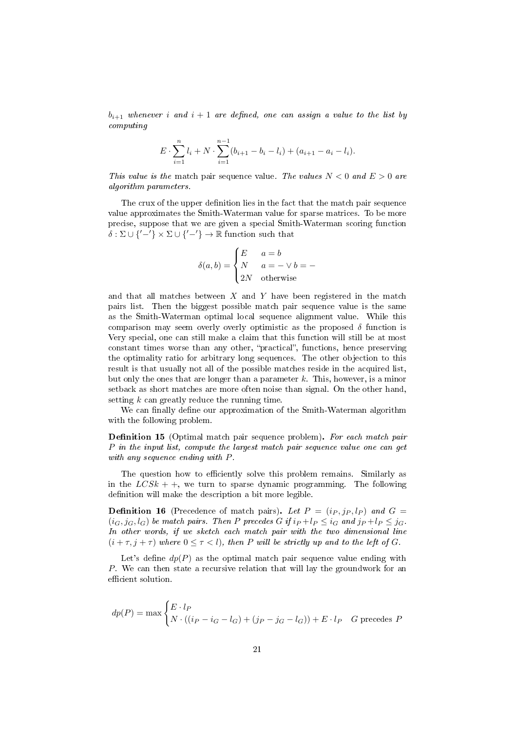*$b_{i+1}$ whenever $i$ and $i+1$ are defined, one can assign a value to the list by computing*

$$E \cdot \sum_{i=1}^{n} l_i + N \cdot \sum_{i=1}^{n-1} (b_{i+1} - b_i - l_i) + (a_{i+1} - a_i - l_i).$$

*This value is the* match pair sequence value*. The values $N < 0$ and $E > 0$ are algorithm parameters.*

The crux of the upper definition lies in the fact that the match pair sequence value approximates the Smith-Waterman value for sparse matrices. To be more precise, suppose that we are given a special Smith-Waterman scoring function $\delta : \Sigma \cup \{'-'\} \times \Sigma \cup \{'-'\} \to \mathbb{R}$ function such that

$$\delta(a,b) = \begin{cases} E & a = b \\ N & a = - \vee b = - \\ 2N & \text{otherwise} \end{cases}$$

and that all matches between $X$ and $Y$ have been registered in the match pairs list. Then the biggest possible match pair sequence value is the same as the Smith-Waterman optimal local sequence alignment value. While this comparison may seem overly overly optimistic as the proposed $\delta$ function is Very special, one can still make a claim that this function will still be at most constant times worse than any other, "practical", functions, hence preserving the optimality ratio for arbitrary long sequences. The other objection to this result is that usually not all of the possible matches reside in the acquired list, but only the ones that are longer than a parameter $k$. This, however, is a minor setback as short matches are more often noise than signal. On the other hand, setting $k$ can greatly reduce the running time.

We can finally define our approximation of the Smith-Waterman algorithm with the following problem.

**Definition 15** (Optimal match pair sequence problem)**.** *For each match pair $P$ in the input list, compute the largest match pair sequence value one can get with any sequence ending with $P$.*

The question how to efficiently solve this problem remains. Similarly as in the $LCSk++$, we turn to sparse dynamic programming. The following definition will make the description a bit more legible.

**Definition 16** (Precedence of match pairs)**.** *Let $P = (i_P, j_P, l_P)$ and $G = (i_G, j_G, l_G)$ be match pairs. Then $P$ precedes $G$ if $i_P + l_P \leq i_G$ and $j_P + l_P \leq j_G$. In other words, if we sketch each match pair with the two dimensional line $(i + \tau, j + \tau)$ where $0 \leq \tau < l$), then $P$ will be strictly up and to the left of $G$.*

Let's define $dp(P)$ as the optimal match pair sequence value ending with $P$. We can then state a recursive relation that will lay the groundwork for an efficient solution.

$$dp(P) = \max \begin{cases} E \cdot l_P \\ N \cdot ((i_P - i_G - l_G) + (j_P - j_G - l_G)) + E \cdot l_P & G \text{ precedes } P \end{cases}$$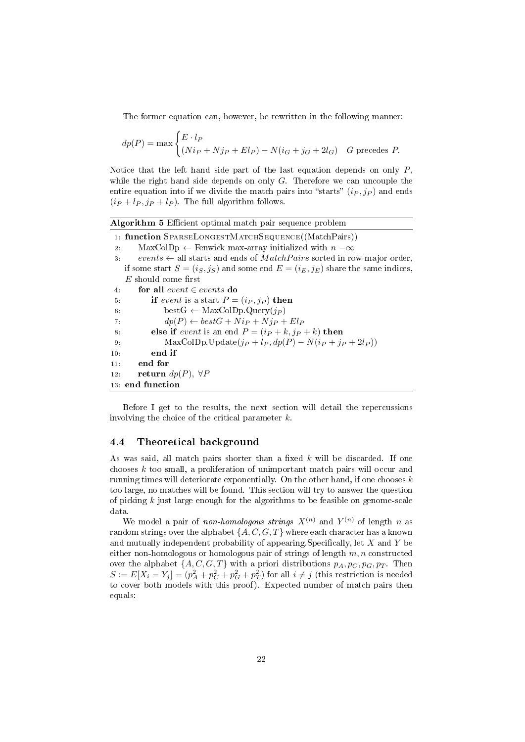The former equation can, however, be rewritten in the following manner:

$$dp(P) = \max \begin{cases} E \cdot l_P \\ (Ni_P + Nj_P + El_P) - N(i_G + j_G + 2l_G) \quad G \text{ precedes } P. \end{cases}$$

Notice that the left hand side part of the last equation depends on only $P$, while the right hand side depends on only $G$. Therefore we can uncouple the entire equation into if we divide the match pairs into "starts" $(i_P, j_P)$ and ends $(i_P + l_P, j_P + l_P)$. The full algorithm follows.

**Algorithm 5** Efficient optimal match pair sequence problem

```
1:  function SparseLongestMatchSequence((MatchPairs))
2:      MaxColDp ← Fenwick max-array initialized with n −∞
3:      events ← all starts and ends of MatchPairs sorted in row-major order,
        if some start S = (i_S, j_S) and some end E = (i_E, j_E) share the same indices,
        E should come first
4:      for all event ∈ events do
5:          if event is a start P = (i_P, j_P) then
6:              bestG ← MaxColDp.Query(j_P)
7:              dp(P) ← bestG + N i_P + N j_P + E l_P
8:          else if event is an end P = (i_P + k, j_P + k) then
9:              MaxColDp.Update(j_P + l_P, dp(P) − N(i_P + j_P + 2 l_P))
10:         end if
11:     end for
12:     return dp(P), ∀P
13: end function
```

Before I get to the results, the next section will detail the repercussions involving the choice of the critical parameter $k$.

## 4.4 Theoretical background

As was said, all match pairs shorter than a fixed $k$ will be discarded. If one chooses $k$ too small, a proliferation of unimportant match pairs will occur and running times will deteriorate exponentially. On the other hand, if one chooses $k$ too large, no matches will be found. This section will try to answer the question of picking $k$ just large enough for the algorithms to be feasible on genome-scale data.

We model a pair of *non-homologous strings* $X^{(n)}$ and $Y^{(n)}$ of length $n$ as random strings over the alphabet $\{A, C, G, T\}$ where each character has a known and mutually independent probability of appearing.Specifically, let $X$ and $Y$ be either non-homologous or homologous pair of strings of length $m, n$ constructed over the alphabet $\{A, C, G, T\}$ with a priori distributions $p_A, p_C, p_G, p_T$. Then $S := E[X_i = Y_j] = (p_A^2 + p_C^2 + p_G^2 + p_T^2)$ for all $i \neq j$ (this restriction is needed to cover both models with this proof). Expected number of match pairs then equals: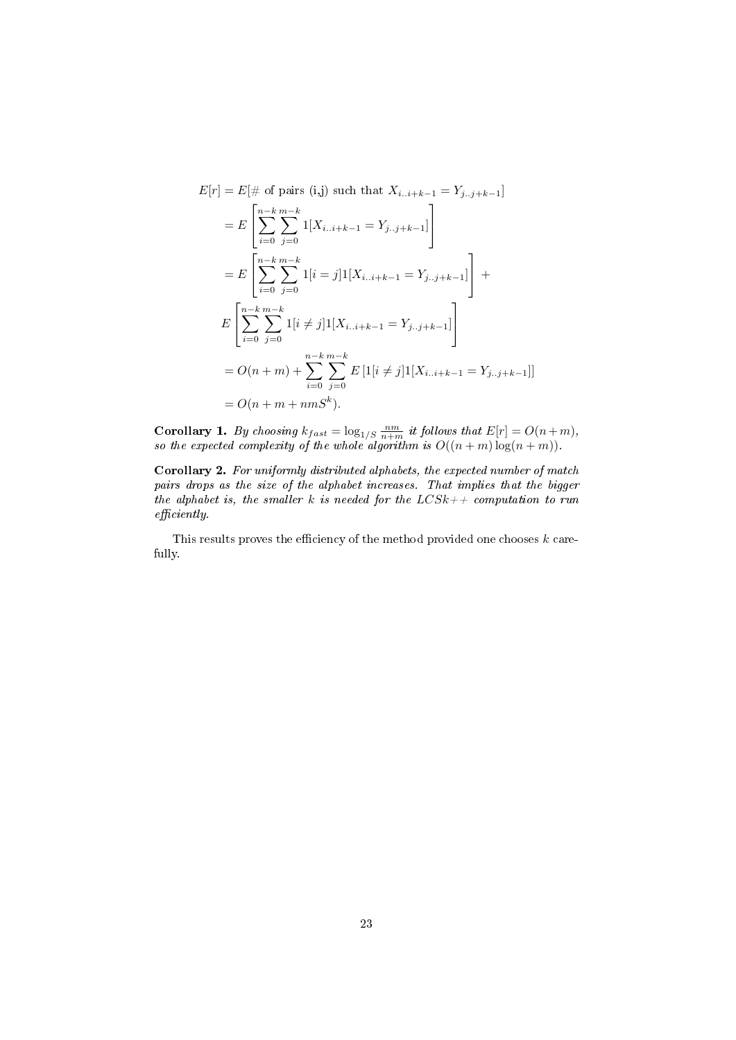$$
\begin{aligned}
E[r] &= E[\#\text{ of pairs (i,j) such that } X_{i..i+k-1} = Y_{j..j+k-1}] \\
&= E\left[\sum_{i=0}^{n-k}\sum_{j=0}^{m-k} 1[X_{i..i+k-1} = Y_{j..j+k-1}]\right] \\
&= E\left[\sum_{i=0}^{n-k}\sum_{j=0}^{m-k} 1[i=j]1[X_{i..i+k-1} = Y_{j..j+k-1}]\right] + \\
&\quad E\left[\sum_{i=0}^{n-k}\sum_{j=0}^{m-k} 1[i \neq j]1[X_{i..i+k-1} = Y_{j..j+k-1}]\right] \\
&= O(n+m) + \sum_{i=0}^{n-k}\sum_{j=0}^{m-k} E\left[1[i \neq j]1[X_{i..i+k-1} = Y_{j..j+k-1}]\right] \\
&= O(n+m+nmS^k).
\end{aligned}
$$

**Corollary 1.** *By choosing $k_{fast} = \log_{1/S} \frac{nm}{n+m}$ it follows that $E[r] = O(n+m)$, so the expected complexity of the whole algorithm is $O((n+m)\log(n+m))$.*

**Corollary 2.** *For uniformly distributed alphabets, the expected number of match pairs drops as the size of the alphabet increases. That implies that the bigger the alphabet is, the smaller $k$ is needed for the LCSk++ computation to run efficiently.*

This results proves the efficiency of the method provided one chooses $k$ carefully.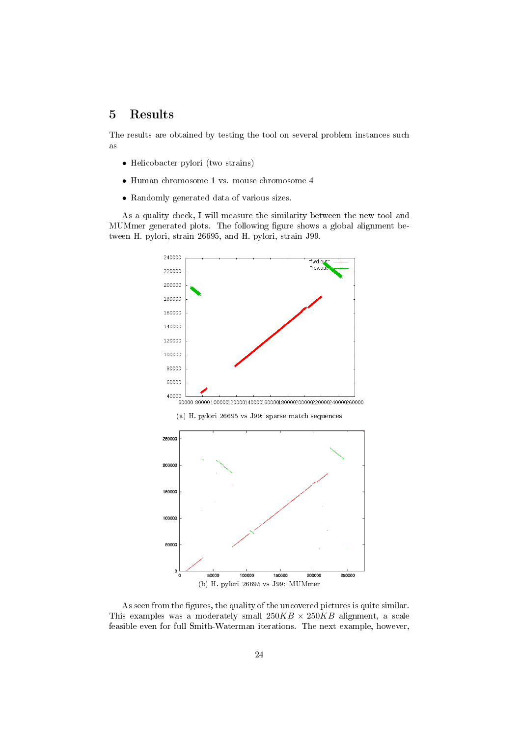# 5 Results

The results are obtained by testing the tool on several problem instances such as

- Helicobacter pylori (two strains)
- Human chromosome 1 vs. mouse chromosome 4
- Randomly generated data of various sizes.

As a quality check, I will measure the similarity between the new tool and MUMmer generated plots. The following figure shows a global alignment between H. pylori, strain 26695, and H. pylori, strain J99.

(a) H. pylori 26695 vs J99: sparse match sequences

(b) H. pylori 26695 vs J99: MUMmer

As seen from the figures, the quality of the uncovered pictures is quite similar. This examples was a moderately small $250KB \times 250KB$ alignment, a scale feasible even for full Smith-Waterman iterations. The next example, however,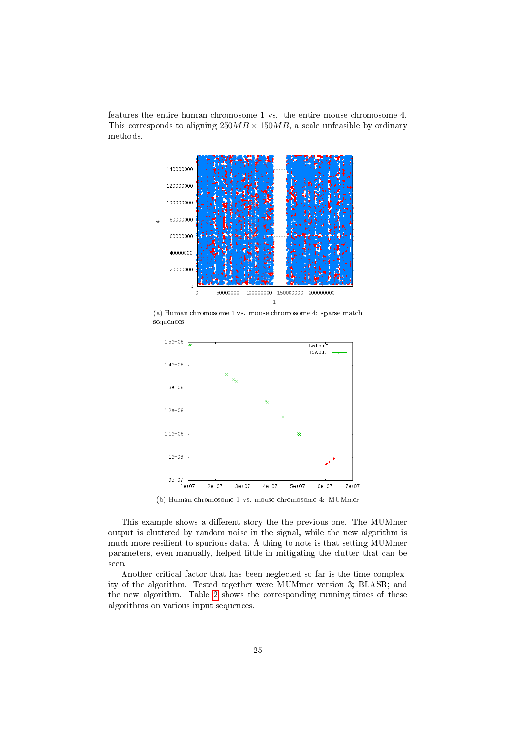features the entire human chromosome 1 vs. the entire mouse chromosome 4. This corresponds to aligning $250MB \times 150MB$, a scale unfeasible by ordinary methods.

(a) Human chromosome 1 vs. mouse chromosome 4: sparse match sequences

(b) Human chromosome 1 vs. mouse chromosome 4: MUMmer

This example shows a different story the the previous one. The MUMmer output is cluttered by random noise in the signal, while the new algorithm is much more resilient to spurious data. A thing to note is that setting MUMmer parameters, even manually, helped little in mitigating the clutter that can be seen.

Another critical factor that has been neglected so far is the time complexity of the algorithm. Tested together were MUMmer version 3; BLASR; and the new algorithm. Table 2 shows the corresponding running times of these algorithms on various input sequences.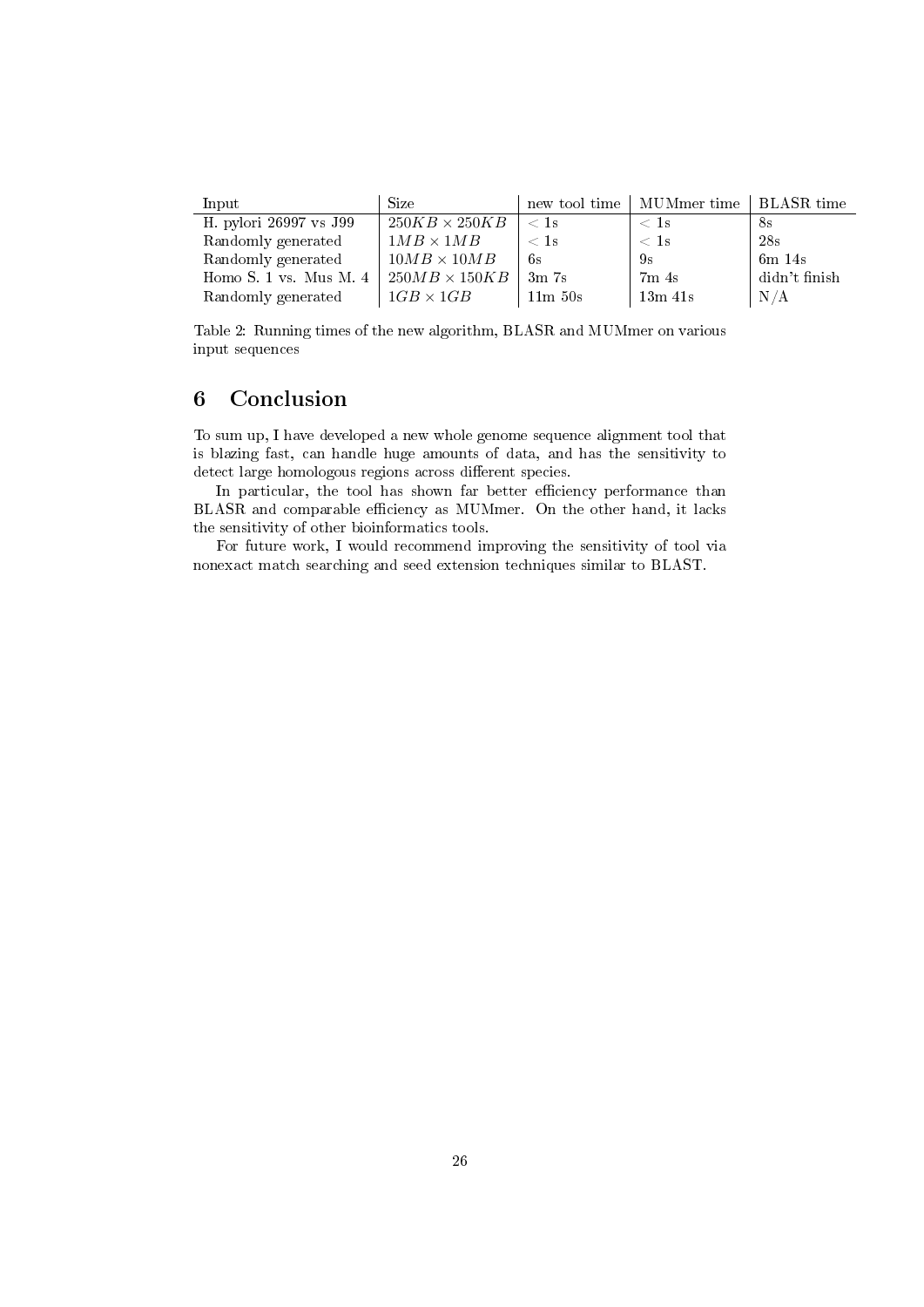| Input | Size | new tool time | MUMmer time | BLASR time |
|---|---|---|---|---|
| H. pylori 26997 vs J99 | $250KB \times 250KB$ | $< 1$s | $< 1$s | 8s |
| Randomly generated | $1MB \times 1MB$ | $< 1$s | $< 1$s | 28s |
| Randomly generated | $10MB \times 10MB$ | 6s | 9s | 6m 14s |
| Homo S. 1 vs. Mus M. 4 | $250MB \times 150KB$ | 3m 7s | 7m 4s | didn't finish |
| Randomly generated | $1GB \times 1GB$ | 11m 50s | 13m 41s | N/A |

Table 2: Running times of the new algorithm, BLASR and MUMmer on various input sequences

# 6 Conclusion

To sum up, I have developed a new whole genome sequence alignment tool that is blazing fast, can handle huge amounts of data, and has the sensitivity to detect large homologous regions across different species.

In particular, the tool has shown far better efficiency performance than BLASR and comparable efficiency as MUMmer. On the other hand, it lacks the sensitivity of other bioinformatics tools.

For future work, I would recommend improving the sensitivity of tool via nonexact match searching and seed extension techniques similar to BLAST.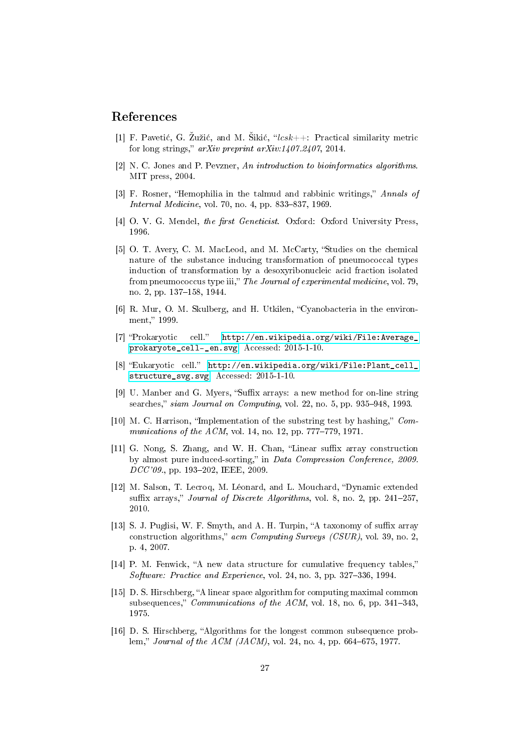# References

[1] F. Pavetić, G. Žužić, and M. Šikić, "*lcsk++*: Practical similarity metric for long strings," *arXiv preprint arXiv:1407.2407*, 2014.

[2] N. C. Jones and P. Pevzner, *An introduction to bioinformatics algorithms*. MIT press, 2004.

[3] F. Rosner, "Hemophilia in the talmud and rabbinic writings," *Annals of Internal Medicine*, vol. 70, no. 4, pp. 833–837, 1969.

[4] O. V. G. Mendel, *the first Geneticist*. Oxford: Oxford University Press, 1996.

[5] O. T. Avery, C. M. MacLeod, and M. McCarty, "Studies on the chemical nature of the substance inducing transformation of pneumococcal types induction of transformation by a desoxyribonucleic acid fraction isolated from pneumococcus type iii," *The Journal of experimental medicine*, vol. 79, no. 2, pp. 137–158, 1944.

[6] R. Mur, O. M. Skulberg, and H. Utkilen, "Cyanobacteria in the environment," 1999.

[7] "Prokaryotic cell." http://en.wikipedia.org/wiki/File:Average_prokaryote_cell-_en.svg. Accessed: 2015-1-10.

[8] "Eukaryotic cell." http://en.wikipedia.org/wiki/File:Plant_cell_structure_svg.svg. Accessed: 2015-1-10.

[9] U. Manber and G. Myers, "Suffix arrays: a new method for on-line string searches," *siam Journal on Computing*, vol. 22, no. 5, pp. 935–948, 1993.

[10] M. C. Harrison, "Implementation of the substring test by hashing," *Communications of the ACM*, vol. 14, no. 12, pp. 777–779, 1971.

[11] G. Nong, S. Zhang, and W. H. Chan, "Linear suffix array construction by almost pure induced-sorting," in *Data Compression Conference, 2009. DCC'09.*, pp. 193–202, IEEE, 2009.

[12] M. Salson, T. Lecroq, M. Léonard, and L. Mouchard, "Dynamic extended suffix arrays," *Journal of Discrete Algorithms*, vol. 8, no. 2, pp. 241–257, 2010.

[13] S. J. Puglisi, W. F. Smyth, and A. H. Turpin, "A taxonomy of suffix array construction algorithms," *acm Computing Surveys (CSUR)*, vol. 39, no. 2, p. 4, 2007.

[14] P. M. Fenwick, "A new data structure for cumulative frequency tables," *Software: Practice and Experience*, vol. 24, no. 3, pp. 327–336, 1994.

[15] D. S. Hirschberg, "A linear space algorithm for computing maximal common subsequences," *Communications of the ACM*, vol. 18, no. 6, pp. 341–343, 1975.

[16] D. S. Hirschberg, "Algorithms for the longest common subsequence problem," *Journal of the ACM (JACM)*, vol. 24, no. 4, pp. 664–675, 1977.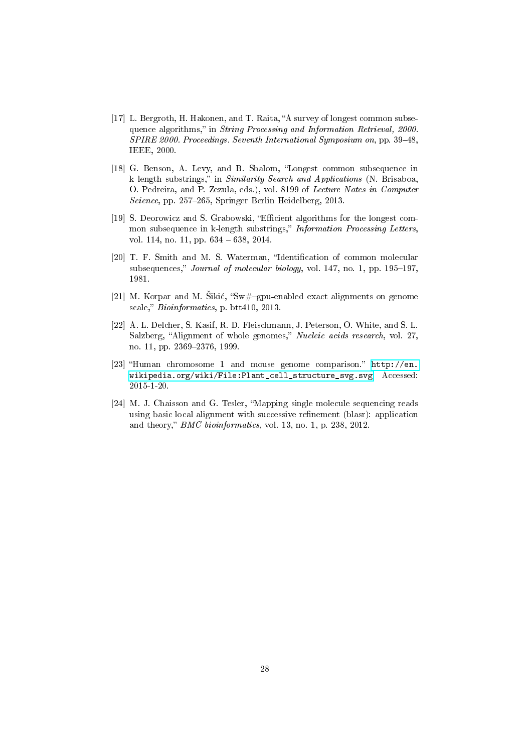[17] L. Bergroth, H. Hakonen, and T. Raita, "A survey of longest common subsequence algorithms," in *String Processing and Information Retrieval, 2000. SPIRE 2000. Proceedings. Seventh International Symposium on*, pp. 39–48, IEEE, 2000.

[18] G. Benson, A. Levy, and B. Shalom, "Longest common subsequence in k length substrings," in *Similarity Search and Applications* (N. Brisaboa, O. Pedreira, and P. Zezula, eds.), vol. 8199 of *Lecture Notes in Computer Science*, pp. 257–265, Springer Berlin Heidelberg, 2013.

[19] S. Deorowicz and S. Grabowski, "Efficient algorithms for the longest common subsequence in k-length substrings," *Information Processing Letters*, vol. 114, no. 11, pp. 634 – 638, 2014.

[20] T. F. Smith and M. S. Waterman, "Identification of common molecular subsequences," *Journal of molecular biology*, vol. 147, no. 1, pp. 195–197, 1981.

[21] M. Korpar and M. Šikić, "Sw#–gpu-enabled exact alignments on genome scale," *Bioinformatics*, p. btt410, 2013.

[22] A. L. Delcher, S. Kasif, R. D. Fleischmann, J. Peterson, O. White, and S. L. Salzberg, "Alignment of whole genomes," *Nucleic acids research*, vol. 27, no. 11, pp. 2369–2376, 1999.

[23] "Human chromosome 1 and mouse genome comparison." http://en.wikipedia.org/wiki/File:Plant_cell_structure_svg.svg. Accessed: 2015-1-20.

[24] M. J. Chaisson and G. Tesler, "Mapping single molecule sequencing reads using basic local alignment with successive refinement (blasr): application and theory," *BMC bioinformatics*, vol. 13, no. 1, p. 238, 2012.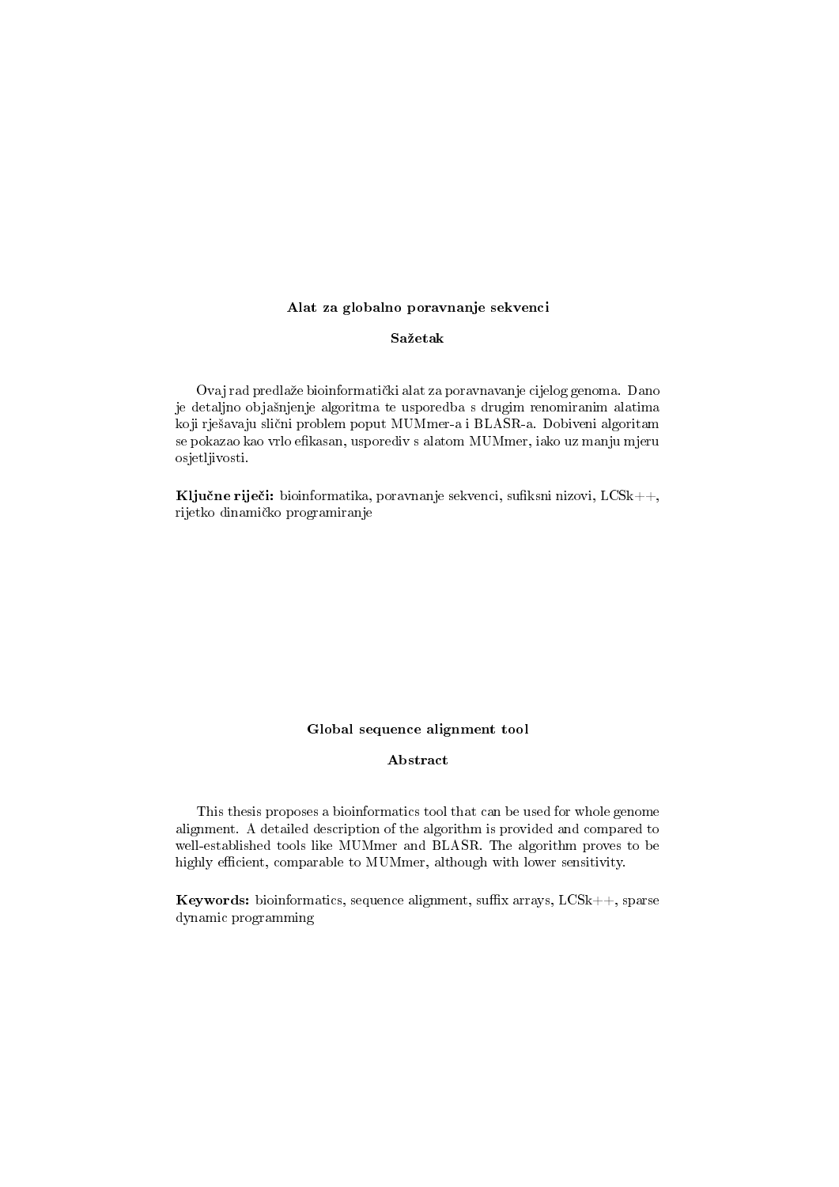## Alat za globalno poravnanje sekvenci

### Sažetak

Ovaj rad predlaže bioinformatički alat za poravnavanje cijelog genoma. Dano je detaljno objašnjenje algoritma te usporedba s drugim renomiranim alatima koji rješavaju slični problem poput MUMmer-a i BLASR-a. Dobiveni algoritam se pokazao kao vrlo efikasan, usporediv s alatom MUMmer, iako uz manju mjeru osjetljivosti.

**Ključne riječi:** bioinformatika, poravnanje sekvenci, sufiksni nizovi, LCSk++, rijetko dinamičko programiranje

## Global sequence alignment tool

### Abstract

This thesis proposes a bioinformatics tool that can be used for whole genome alignment. A detailed description of the algorithm is provided and compared to well-established tools like MUMmer and BLASR. The algorithm proves to be highly efficient, comparable to MUMmer, although with lower sensitivity.

**Keywords:** bioinformatics, sequence alignment, suffix arrays, LCSk++, sparse dynamic programming